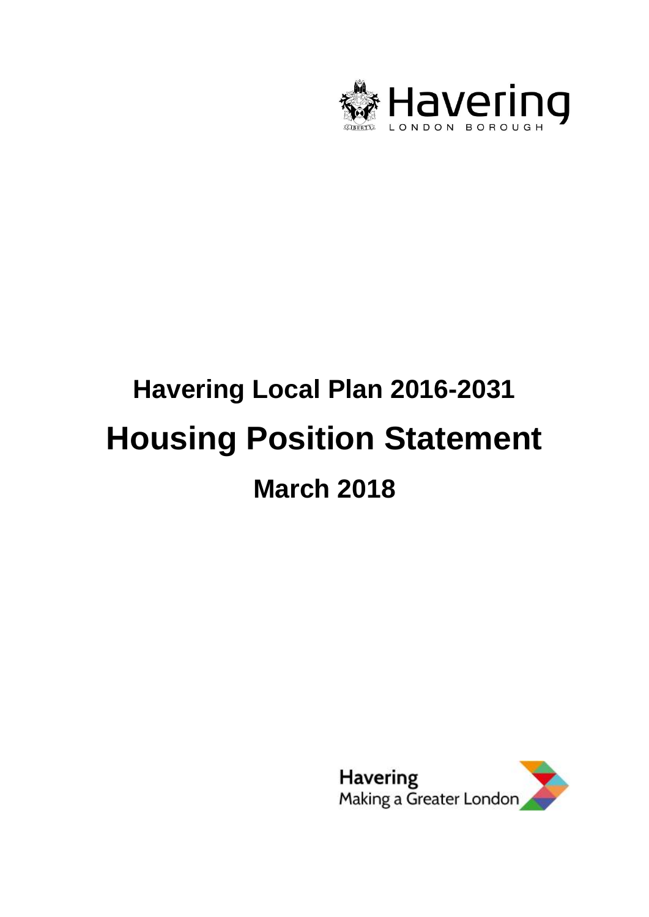Havering
LONDON BOROUGH

# Havering Local Plan 2016-2031

# Housing Position Statement

## March 2018

Havering
Making a Greater London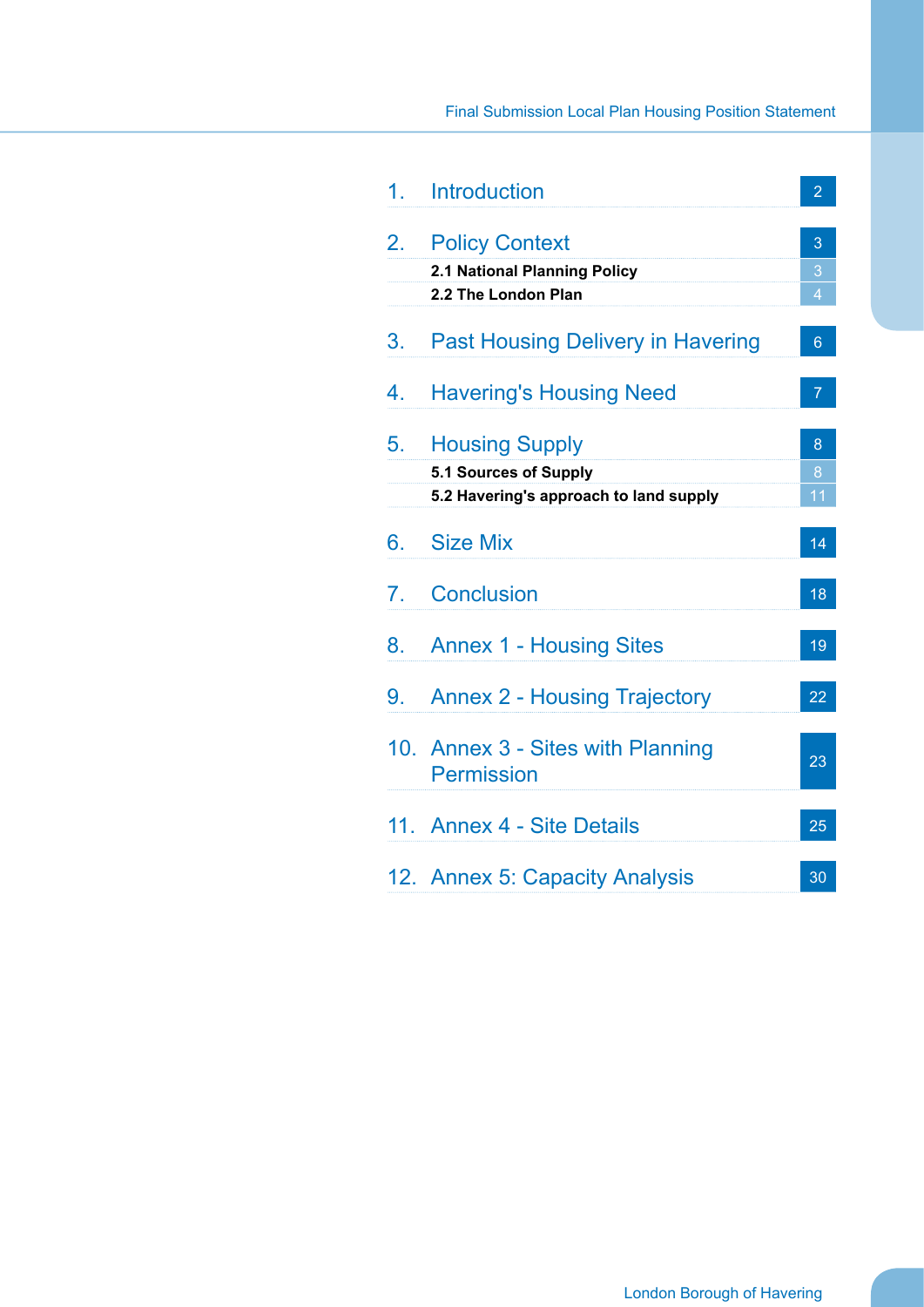| | | |
|---|---|---|
| 1. | Introduction | 2 |
| 2. | Policy Context | 3 |
| | **2.1 National Planning Policy** | 3 |
| | **2.2 The London Plan** | 4 |
| 3. | Past Housing Delivery in Havering | 6 |
| 4. | Havering's Housing Need | 7 |
| 5. | Housing Supply | 8 |
| | **5.1 Sources of Supply** | 8 |
| | **5.2 Havering's approach to land supply** | 11 |
| 6. | Size Mix | 14 |
| 7. | Conclusion | 18 |
| 8. | Annex 1 - Housing Sites | 19 |
| 9. | Annex 2 - Housing Trajectory | 22 |
| 10. | Annex 3 - Sites with Planning Permission | 23 |
| 11. | Annex 4 - Site Details | 25 |
| 12. | Annex 5: Capacity Analysis | 30 |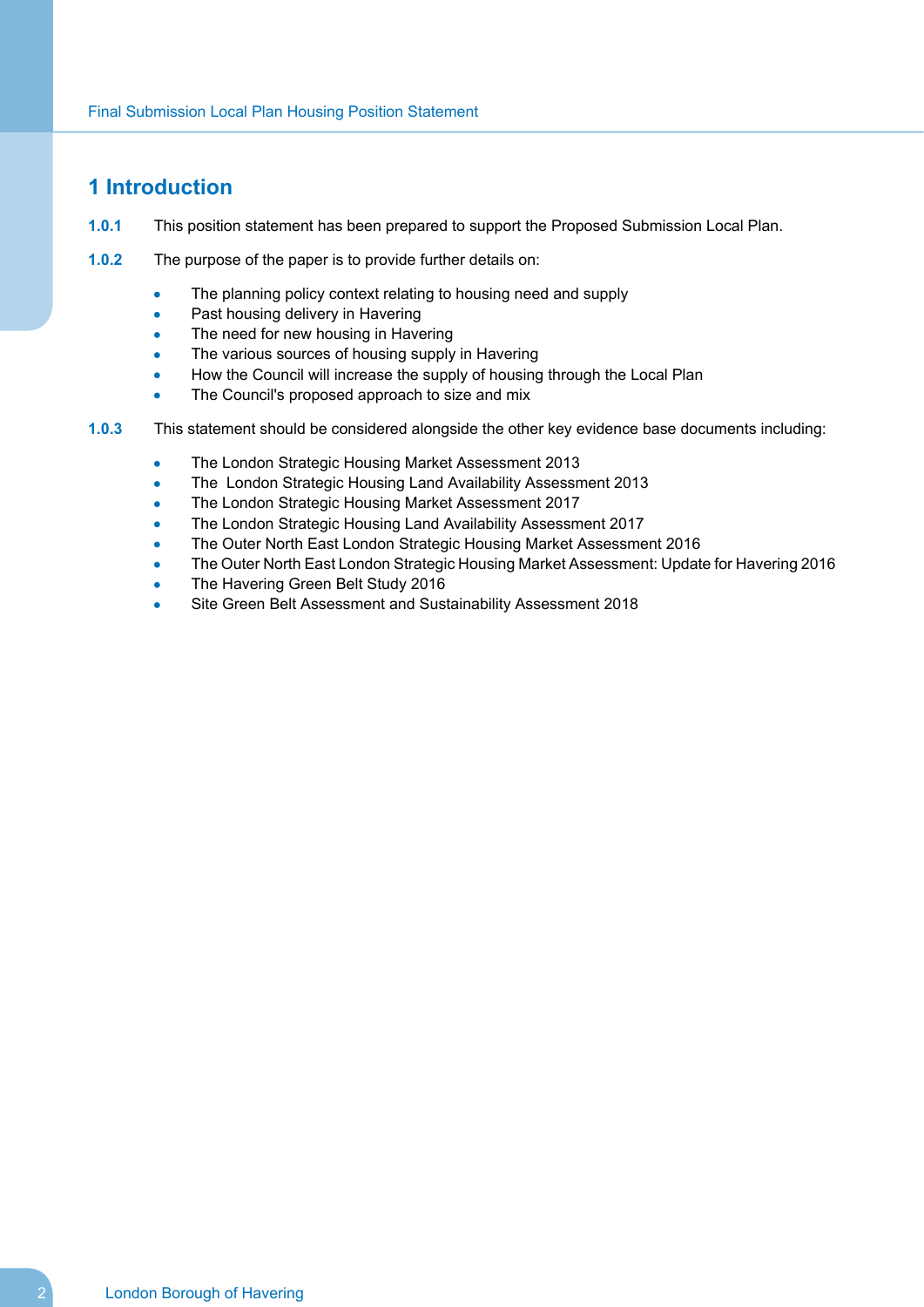# 1 Introduction

**1.0.1** This position statement has been prepared to support the Proposed Submission Local Plan.

**1.0.2** The purpose of the paper is to provide further details on:

- The planning policy context relating to housing need and supply
- Past housing delivery in Havering
- The need for new housing in Havering
- The various sources of housing supply in Havering
- How the Council will increase the supply of housing through the Local Plan
- The Council's proposed approach to size and mix

**1.0.3** This statement should be considered alongside the other key evidence base documents including:

- The London Strategic Housing Market Assessment 2013
- The London Strategic Housing Land Availability Assessment 2013
- The London Strategic Housing Market Assessment 2017
- The London Strategic Housing Land Availability Assessment 2017
- The Outer North East London Strategic Housing Market Assessment 2016
- The Outer North East London Strategic Housing Market Assessment: Update for Havering 2016
- The Havering Green Belt Study 2016
- Site Green Belt Assessment and Sustainability Assessment 2018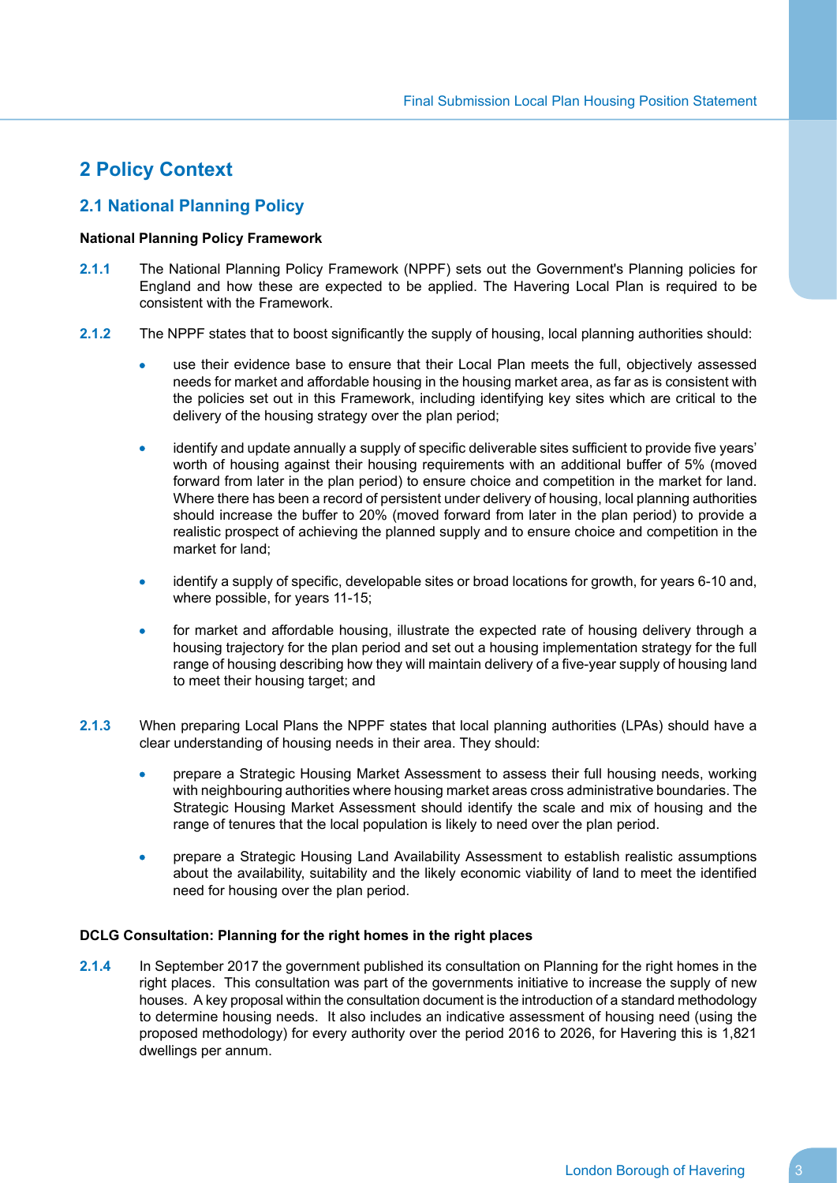## 2 Policy Context

### 2.1 National Planning Policy

**National Planning Policy Framework**

**2.1.1** The National Planning Policy Framework (NPPF) sets out the Government's Planning policies for England and how these are expected to be applied. The Havering Local Plan is required to be consistent with the Framework.

**2.1.2** The NPPF states that to boost significantly the supply of housing, local planning authorities should:

- use their evidence base to ensure that their Local Plan meets the full, objectively assessed needs for market and affordable housing in the housing market area, as far as is consistent with the policies set out in this Framework, including identifying key sites which are critical to the delivery of the housing strategy over the plan period;
- identify and update annually a supply of specific deliverable sites sufficient to provide five years' worth of housing against their housing requirements with an additional buffer of 5% (moved forward from later in the plan period) to ensure choice and competition in the market for land. Where there has been a record of persistent under delivery of housing, local planning authorities should increase the buffer to 20% (moved forward from later in the plan period) to provide a realistic prospect of achieving the planned supply and to ensure choice and competition in the market for land;
- identify a supply of specific, developable sites or broad locations for growth, for years 6-10 and, where possible, for years 11-15;
- for market and affordable housing, illustrate the expected rate of housing delivery through a housing trajectory for the plan period and set out a housing implementation strategy for the full range of housing describing how they will maintain delivery of a five-year supply of housing land to meet their housing target; and

**2.1.3** When preparing Local Plans the NPPF states that local planning authorities (LPAs) should have a clear understanding of housing needs in their area. They should:

- prepare a Strategic Housing Market Assessment to assess their full housing needs, working with neighbouring authorities where housing market areas cross administrative boundaries. The Strategic Housing Market Assessment should identify the scale and mix of housing and the range of tenures that the local population is likely to need over the plan period.
- prepare a Strategic Housing Land Availability Assessment to establish realistic assumptions about the availability, suitability and the likely economic viability of land to meet the identified need for housing over the plan period.

**DCLG Consultation: Planning for the right homes in the right places**

**2.1.4** In September 2017 the government published its consultation on Planning for the right homes in the right places. This consultation was part of the governments initiative to increase the supply of new houses. A key proposal within the consultation document is the introduction of a standard methodology to determine housing needs. It also includes an indicative assessment of housing need (using the proposed methodology) for every authority over the period 2016 to 2026, for Havering this is 1,821 dwellings per annum.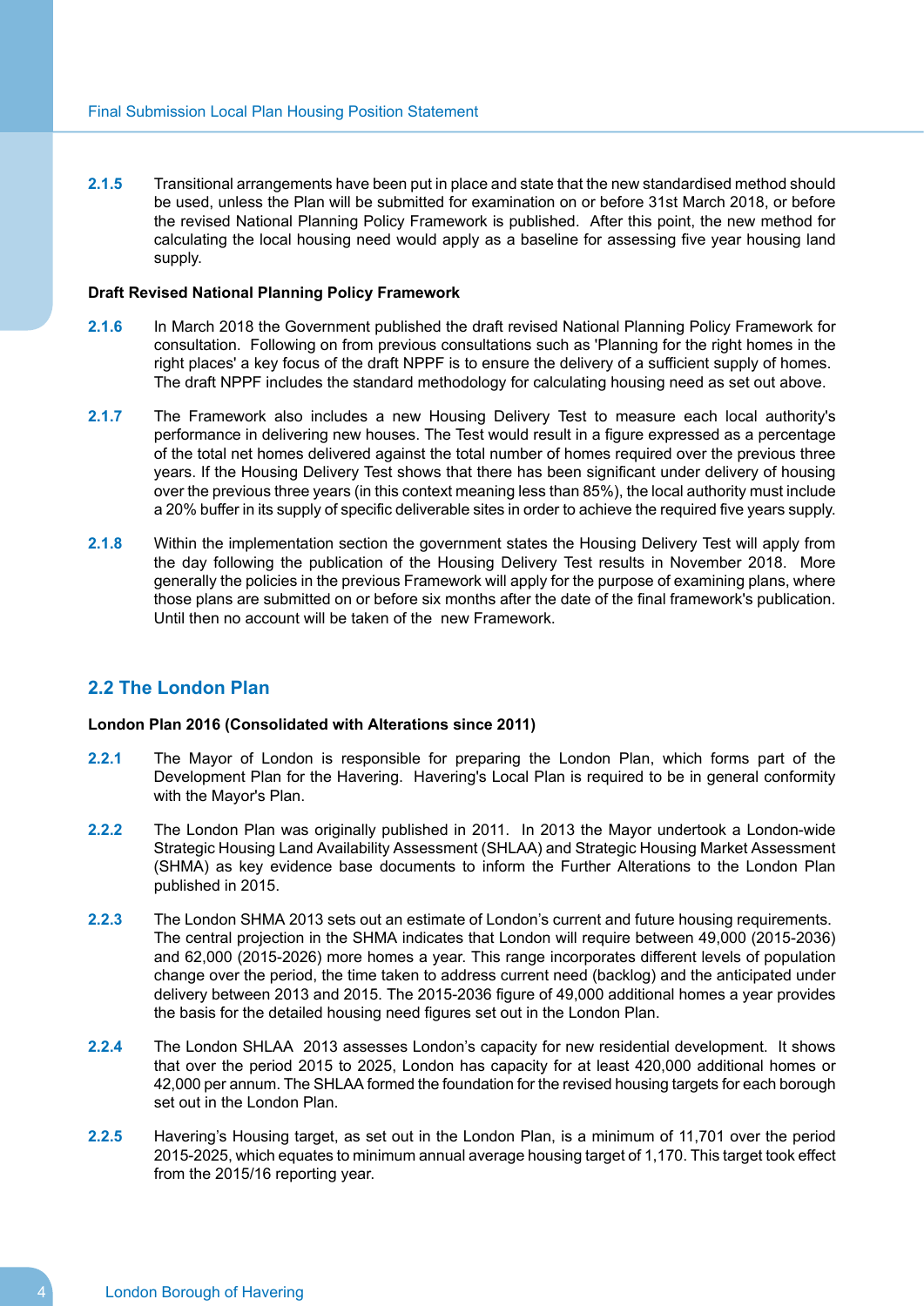**2.1.5** Transitional arrangements have been put in place and state that the new standardised method should be used, unless the Plan will be submitted for examination on or before 31st March 2018, or before the revised National Planning Policy Framework is published. After this point, the new method for calculating the local housing need would apply as a baseline for assessing five year housing land supply.

**Draft Revised National Planning Policy Framework**

**2.1.6** In March 2018 the Government published the draft revised National Planning Policy Framework for consultation. Following on from previous consultations such as 'Planning for the right homes in the right places' a key focus of the draft NPPF is to ensure the delivery of a sufficient supply of homes. The draft NPPF includes the standard methodology for calculating housing need as set out above.

**2.1.7** The Framework also includes a new Housing Delivery Test to measure each local authority's performance in delivering new houses. The Test would result in a figure expressed as a percentage of the total net homes delivered against the total number of homes required over the previous three years. If the Housing Delivery Test shows that there has been significant under delivery of housing over the previous three years (in this context meaning less than 85%), the local authority must include a 20% buffer in its supply of specific deliverable sites in order to achieve the required five years supply.

**2.1.8** Within the implementation section the government states the Housing Delivery Test will apply from the day following the publication of the Housing Delivery Test results in November 2018. More generally the policies in the previous Framework will apply for the purpose of examining plans, where those plans are submitted on or before six months after the date of the final framework's publication. Until then no account will be taken of the new Framework.

## 2.2 The London Plan

**London Plan 2016 (Consolidated with Alterations since 2011)**

**2.2.1** The Mayor of London is responsible for preparing the London Plan, which forms part of the Development Plan for the Havering. Havering's Local Plan is required to be in general conformity with the Mayor's Plan.

**2.2.2** The London Plan was originally published in 2011. In 2013 the Mayor undertook a London-wide Strategic Housing Land Availability Assessment (SHLAA) and Strategic Housing Market Assessment (SHMA) as key evidence base documents to inform the Further Alterations to the London Plan published in 2015.

**2.2.3** The London SHMA 2013 sets out an estimate of London's current and future housing requirements. The central projection in the SHMA indicates that London will require between 49,000 (2015-2036) and 62,000 (2015-2026) more homes a year. This range incorporates different levels of population change over the period, the time taken to address current need (backlog) and the anticipated under delivery between 2013 and 2015. The 2015-2036 figure of 49,000 additional homes a year provides the basis for the detailed housing need figures set out in the London Plan.

**2.2.4** The London SHLAA 2013 assesses London's capacity for new residential development. It shows that over the period 2015 to 2025, London has capacity for at least 420,000 additional homes or 42,000 per annum. The SHLAA formed the foundation for the revised housing targets for each borough set out in the London Plan.

**2.2.5** Havering's Housing target, as set out in the London Plan, is a minimum of 11,701 over the period 2015-2025, which equates to minimum annual average housing target of 1,170. This target took effect from the 2015/16 reporting year.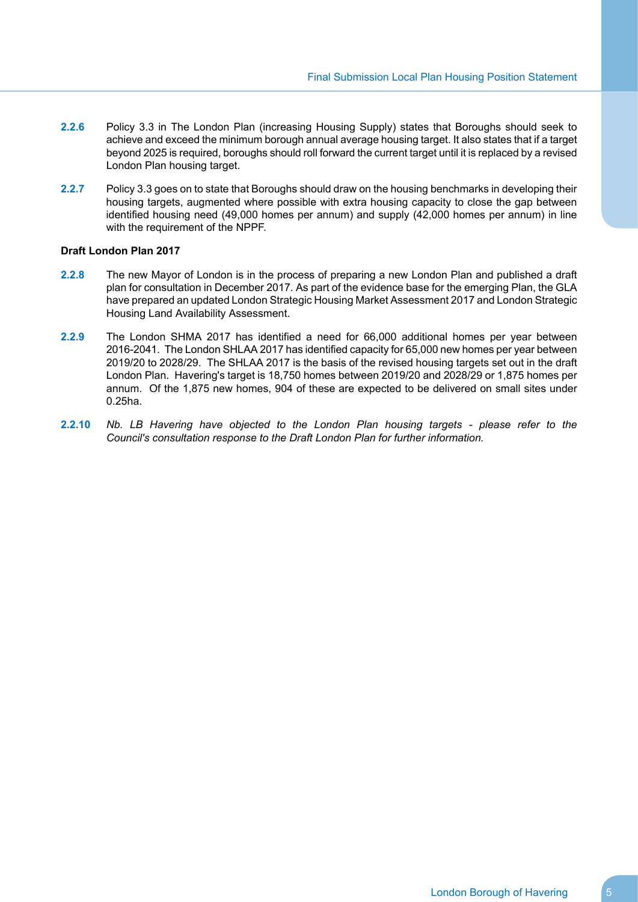**2.2.6** Policy 3.3 in The London Plan (increasing Housing Supply) states that Boroughs should seek to achieve and exceed the minimum borough annual average housing target. It also states that if a target beyond 2025 is required, boroughs should roll forward the current target until it is replaced by a revised London Plan housing target.

**2.2.7** Policy 3.3 goes on to state that Boroughs should draw on the housing benchmarks in developing their housing targets, augmented where possible with extra housing capacity to close the gap between identified housing need (49,000 homes per annum) and supply (42,000 homes per annum) in line with the requirement of the NPPF.

**Draft London Plan 2017**

**2.2.8** The new Mayor of London is in the process of preparing a new London Plan and published a draft plan for consultation in December 2017. As part of the evidence base for the emerging Plan, the GLA have prepared an updated London Strategic Housing Market Assessment 2017 and London Strategic Housing Land Availability Assessment.

**2.2.9** The London SHMA 2017 has identified a need for 66,000 additional homes per year between 2016-2041. The London SHLAA 2017 has identified capacity for 65,000 new homes per year between 2019/20 to 2028/29. The SHLAA 2017 is the basis of the revised housing targets set out in the draft London Plan. Havering's target is 18,750 homes between 2019/20 and 2028/29 or 1,875 homes per annum. Of the 1,875 new homes, 904 of these are expected to be delivered on small sites under 0.25ha.

**2.2.10** *Nb. LB Havering have objected to the London Plan housing targets - please refer to the Council's consultation response to the Draft London Plan for further information.*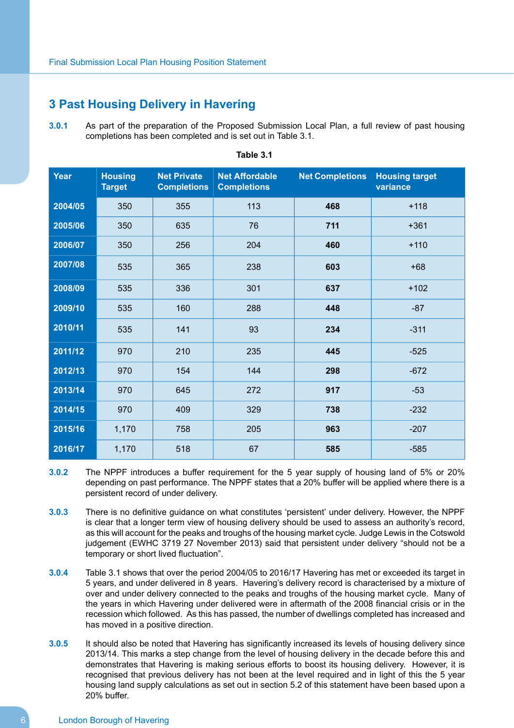# 3 Past Housing Delivery in Havering

**3.0.1** As part of the preparation of the Proposed Submission Local Plan, a full review of past housing completions has been completed and is set out in Table 3.1.

**Table 3.1**

| Year | Housing Target | Net Private Completions | Net Affordable Completions | Net Completions | Housing target variance |
|---|---|---|---|---|---|
| 2004/05 | 350 | 355 | 113 | **468** | +118 |
| 2005/06 | 350 | 635 | 76 | **711** | +361 |
| 2006/07 | 350 | 256 | 204 | **460** | +110 |
| 2007/08 | 535 | 365 | 238 | **603** | +68 |
| 2008/09 | 535 | 336 | 301 | **637** | +102 |
| 2009/10 | 535 | 160 | 288 | **448** | -87 |
| 2010/11 | 535 | 141 | 93 | **234** | -311 |
| 2011/12 | 970 | 210 | 235 | **445** | -525 |
| 2012/13 | 970 | 154 | 144 | **298** | -672 |
| 2013/14 | 970 | 645 | 272 | **917** | -53 |
| 2014/15 | 970 | 409 | 329 | **738** | -232 |
| 2015/16 | 1,170 | 758 | 205 | **963** | -207 |
| 2016/17 | 1,170 | 518 | 67 | **585** | -585 |

**3.0.2** The NPPF introduces a buffer requirement for the 5 year supply of housing land of 5% or 20% depending on past performance. The NPPF states that a 20% buffer will be applied where there is a persistent record of under delivery.

**3.0.3** There is no definitive guidance on what constitutes 'persistent' under delivery. However, the NPPF is clear that a longer term view of housing delivery should be used to assess an authority's record, as this will account for the peaks and troughs of the housing market cycle. Judge Lewis in the Cotswold judgement (EWHC 3719 27 November 2013) said that persistent under delivery "should not be a temporary or short lived fluctuation".

**3.0.4** Table 3.1 shows that over the period 2004/05 to 2016/17 Havering has met or exceeded its target in 5 years, and under delivered in 8 years. Havering's delivery record is characterised by a mixture of over and under delivery connected to the peaks and troughs of the housing market cycle. Many of the years in which Havering under delivered were in aftermath of the 2008 financial crisis or in the recession which followed. As this has passed, the number of dwellings completed has increased and has moved in a positive direction.

**3.0.5** It should also be noted that Havering has significantly increased its levels of housing delivery since 2013/14. This marks a step change from the level of housing delivery in the decade before this and demonstrates that Havering is making serious efforts to boost its housing delivery. However, it is recognised that previous delivery has not been at the level required and in light of this the 5 year housing land supply calculations as set out in section 5.2 of this statement have been based upon a 20% buffer.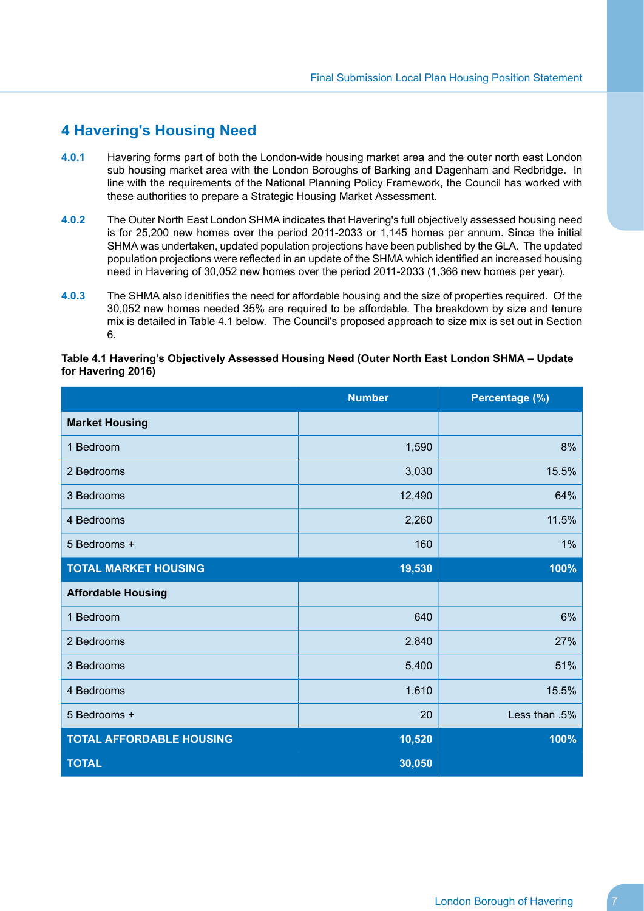# 4 Havering's Housing Need

**4.0.1** Havering forms part of both the London-wide housing market area and the outer north east London sub housing market area with the London Boroughs of Barking and Dagenham and Redbridge. In line with the requirements of the National Planning Policy Framework, the Council has worked with these authorities to prepare a Strategic Housing Market Assessment.

**4.0.2** The Outer North East London SHMA indicates that Havering's full objectively assessed housing need is for 25,200 new homes over the period 2011-2033 or 1,145 homes per annum. Since the initial SHMA was undertaken, updated population projections have been published by the GLA. The updated population projections were reflected in an update of the SHMA which identified an increased housing need in Havering of 30,052 new homes over the period 2011-2033 (1,366 new homes per year).

**4.0.3** The SHMA also idenitifies the need for affordable housing and the size of properties required. Of the 30,052 new homes needed 35% are required to be affordable. The breakdown by size and tenure mix is detailed in Table 4.1 below. The Council's proposed approach to size mix is set out in Section 6.

**Table 4.1 Havering's Objectively Assessed Housing Need (Outer North East London SHMA – Update for Havering 2016)**

| | Number | Percentage (%) |
|---|---|---|
| **Market Housing** | | |
| 1 Bedroom | 1,590 | 8% |
| 2 Bedrooms | 3,030 | 15.5% |
| 3 Bedrooms | 12,490 | 64% |
| 4 Bedrooms | 2,260 | 11.5% |
| 5 Bedrooms + | 160 | 1% |
| **TOTAL MARKET HOUSING** | **19,530** | **100%** |
| **Affordable Housing** | | |
| 1 Bedroom | 640 | 6% |
| 2 Bedrooms | 2,840 | 27% |
| 3 Bedrooms | 5,400 | 51% |
| 4 Bedrooms | 1,610 | 15.5% |
| 5 Bedrooms + | 20 | Less than .5% |
| **TOTAL AFFORDABLE HOUSING** | **10,520** | **100%** |
| **TOTAL** | **30,050** | |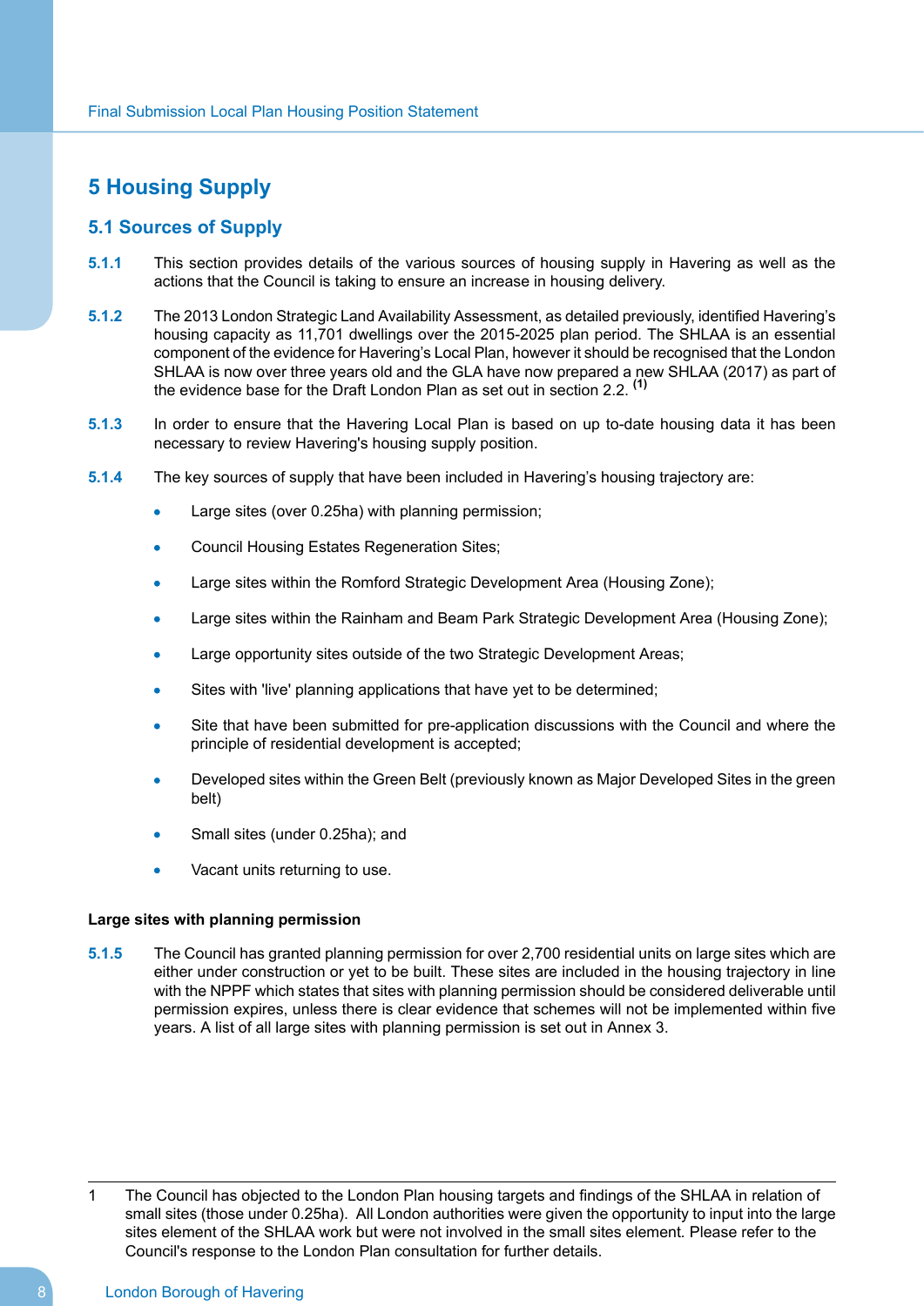# 5 Housing Supply

## 5.1 Sources of Supply

**5.1.1** This section provides details of the various sources of housing supply in Havering as well as the actions that the Council is taking to ensure an increase in housing delivery.

**5.1.2** The 2013 London Strategic Land Availability Assessment, as detailed previously, identified Havering's housing capacity as 11,701 dwellings over the 2015-2025 plan period. The SHLAA is an essential component of the evidence for Havering's Local Plan, however it should be recognised that the London SHLAA is now over three years old and the GLA have now prepared a new SHLAA (2017) as part of the evidence base for the Draft London Plan as set out in section 2.2. [1]

**5.1.3** In order to ensure that the Havering Local Plan is based on up to-date housing data it has been necessary to review Havering's housing supply position.

**5.1.4** The key sources of supply that have been included in Havering's housing trajectory are:

- Large sites (over 0.25ha) with planning permission;
- Council Housing Estates Regeneration Sites;
- Large sites within the Romford Strategic Development Area (Housing Zone);
- Large sites within the Rainham and Beam Park Strategic Development Area (Housing Zone);
- Large opportunity sites outside of the two Strategic Development Areas;
- Sites with 'live' planning applications that have yet to be determined;
- Site that have been submitted for pre-application discussions with the Council and where the principle of residential development is accepted;
- Developed sites within the Green Belt (previously known as Major Developed Sites in the green belt)
- Small sites (under 0.25ha); and
- Vacant units returning to use.

**Large sites with planning permission**

**5.1.5** The Council has granted planning permission for over 2,700 residential units on large sites which are either under construction or yet to be built. These sites are included in the housing trajectory in line with the NPPF which states that sites with planning permission should be considered deliverable until permission expires, unless there is clear evidence that schemes will not be implemented within five years. A list of all large sites with planning permission is set out in Annex 3.

---

1 The Council has objected to the London Plan housing targets and findings of the SHLAA in relation of small sites (those under 0.25ha). All London authorities were given the opportunity to input into the large sites element of the SHLAA work but were not involved in the small sites element. Please refer to the Council's response to the London Plan consultation for further details.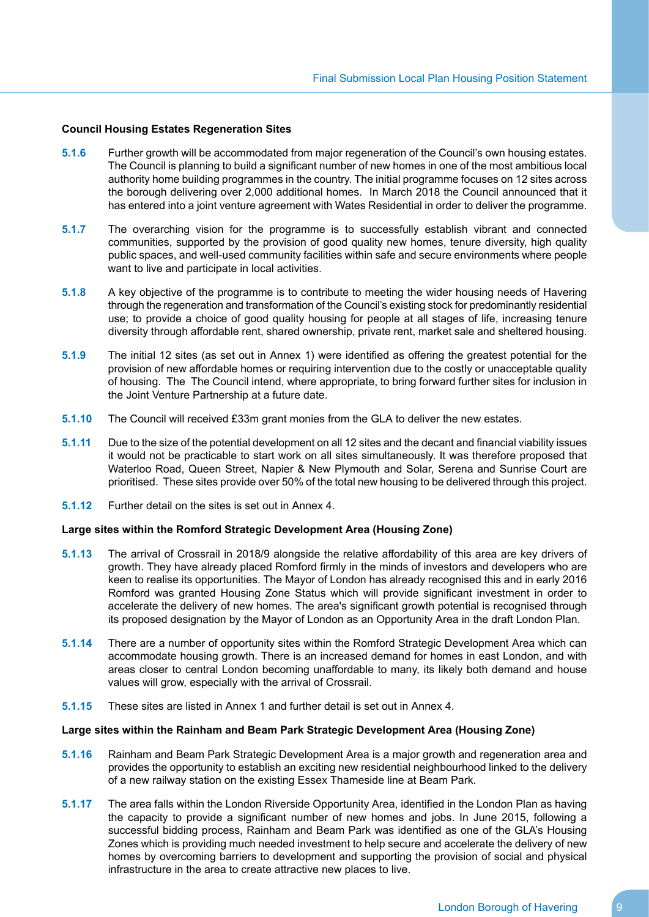### Council Housing Estates Regeneration Sites

**5.1.6** Further growth will be accommodated from major regeneration of the Council's own housing estates. The Council is planning to build a significant number of new homes in one of the most ambitious local authority home building programmes in the country. The initial programme focuses on 12 sites across the borough delivering over 2,000 additional homes. In March 2018 the Council announced that it has entered into a joint venture agreement with Wates Residential in order to deliver the programme.

**5.1.7** The overarching vision for the programme is to successfully establish vibrant and connected communities, supported by the provision of good quality new homes, tenure diversity, high quality public spaces, and well-used community facilities within safe and secure environments where people want to live and participate in local activities.

**5.1.8** A key objective of the programme is to contribute to meeting the wider housing needs of Havering through the regeneration and transformation of the Council's existing stock for predominantly residential use; to provide a choice of good quality housing for people at all stages of life, increasing tenure diversity through affordable rent, shared ownership, private rent, market sale and sheltered housing.

**5.1.9** The initial 12 sites (as set out in Annex 1) were identified as offering the greatest potential for the provision of new affordable homes or requiring intervention due to the costly or unacceptable quality of housing. The The Council intend, where appropriate, to bring forward further sites for inclusion in the Joint Venture Partnership at a future date.

**5.1.10** The Council will received £33m grant monies from the GLA to deliver the new estates.

**5.1.11** Due to the size of the potential development on all 12 sites and the decant and financial viability issues it would not be practicable to start work on all sites simultaneously. It was therefore proposed that Waterloo Road, Queen Street, Napier & New Plymouth and Solar, Serena and Sunrise Court are prioritised. These sites provide over 50% of the total new housing to be delivered through this project.

**5.1.12** Further detail on the sites is set out in Annex 4.

### Large sites within the Romford Strategic Development Area (Housing Zone)

**5.1.13** The arrival of Crossrail in 2018/9 alongside the relative affordability of this area are key drivers of growth. They have already placed Romford firmly in the minds of investors and developers who are keen to realise its opportunities. The Mayor of London has already recognised this and in early 2016 Romford was granted Housing Zone Status which will provide significant investment in order to accelerate the delivery of new homes. The area's significant growth potential is recognised through its proposed designation by the Mayor of London as an Opportunity Area in the draft London Plan.

**5.1.14** There are a number of opportunity sites within the Romford Strategic Development Area which can accommodate housing growth. There is an increased demand for homes in east London, and with areas closer to central London becoming unaffordable to many, its likely both demand and house values will grow, especially with the arrival of Crossrail.

**5.1.15** These sites are listed in Annex 1 and further detail is set out in Annex 4.

### Large sites within the Rainham and Beam Park Strategic Development Area (Housing Zone)

**5.1.16** Rainham and Beam Park Strategic Development Area is a major growth and regeneration area and provides the opportunity to establish an exciting new residential neighbourhood linked to the delivery of a new railway station on the existing Essex Thameside line at Beam Park.

**5.1.17** The area falls within the London Riverside Opportunity Area, identified in the London Plan as having the capacity to provide a significant number of new homes and jobs. In June 2015, following a successful bidding process, Rainham and Beam Park was identified as one of the GLA's Housing Zones which is providing much needed investment to help secure and accelerate the delivery of new homes by overcoming barriers to development and supporting the provision of social and physical infrastructure in the area to create attractive new places to live.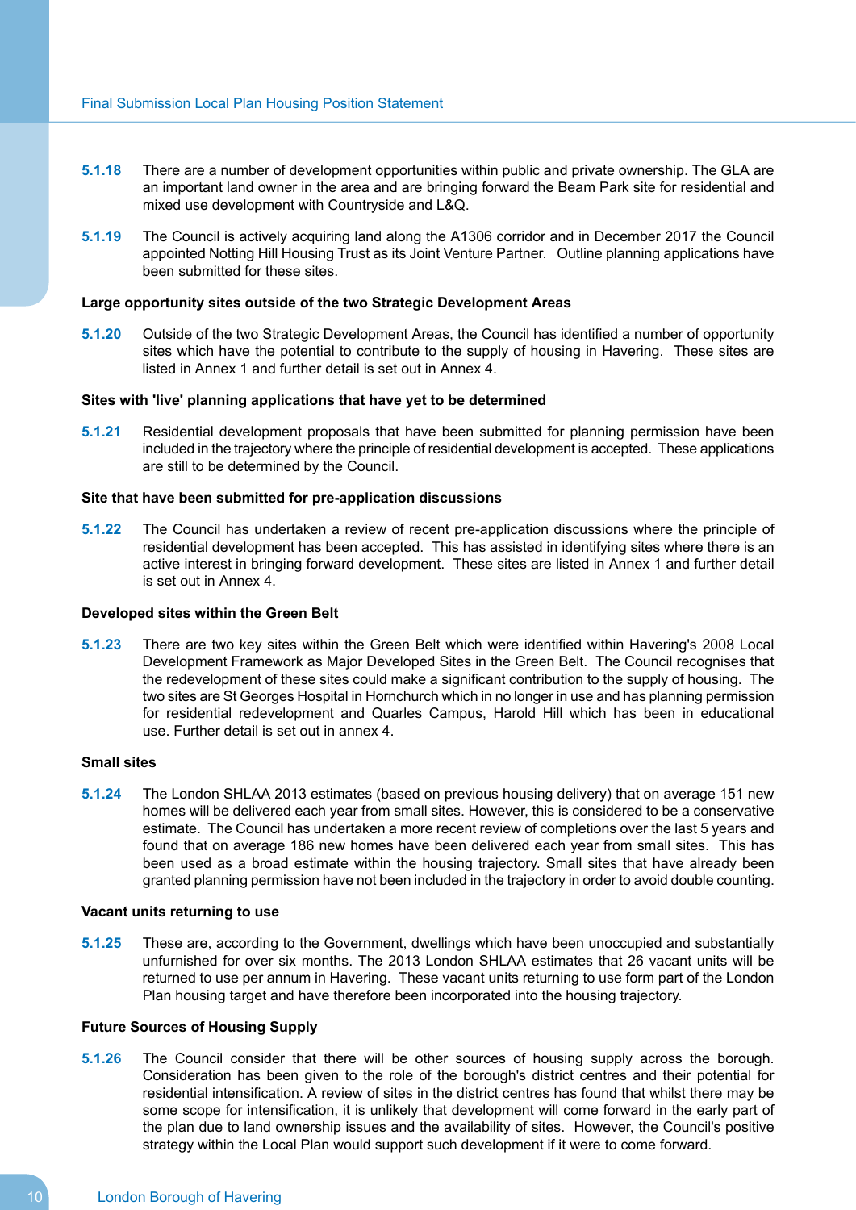**5.1.18** There are a number of development opportunities within public and private ownership. The GLA are an important land owner in the area and are bringing forward the Beam Park site for residential and mixed use development with Countryside and L&Q.

**5.1.19** The Council is actively acquiring land along the A1306 corridor and in December 2017 the Council appointed Notting Hill Housing Trust as its Joint Venture Partner. Outline planning applications have been submitted for these sites.

**Large opportunity sites outside of the two Strategic Development Areas**

**5.1.20** Outside of the two Strategic Development Areas, the Council has identified a number of opportunity sites which have the potential to contribute to the supply of housing in Havering. These sites are listed in Annex 1 and further detail is set out in Annex 4.

**Sites with 'live' planning applications that have yet to be determined**

**5.1.21** Residential development proposals that have been submitted for planning permission have been included in the trajectory where the principle of residential development is accepted. These applications are still to be determined by the Council.

**Site that have been submitted for pre-application discussions**

**5.1.22** The Council has undertaken a review of recent pre-application discussions where the principle of residential development has been accepted. This has assisted in identifying sites where there is an active interest in bringing forward development. These sites are listed in Annex 1 and further detail is set out in Annex 4.

**Developed sites within the Green Belt**

**5.1.23** There are two key sites within the Green Belt which were identified within Havering's 2008 Local Development Framework as Major Developed Sites in the Green Belt. The Council recognises that the redevelopment of these sites could make a significant contribution to the supply of housing. The two sites are St Georges Hospital in Hornchurch which in no longer in use and has planning permission for residential redevelopment and Quarles Campus, Harold Hill which has been in educational use. Further detail is set out in annex 4.

**Small sites**

**5.1.24** The London SHLAA 2013 estimates (based on previous housing delivery) that on average 151 new homes will be delivered each year from small sites. However, this is considered to be a conservative estimate. The Council has undertaken a more recent review of completions over the last 5 years and found that on average 186 new homes have been delivered each year from small sites. This has been used as a broad estimate within the housing trajectory. Small sites that have already been granted planning permission have not been included in the trajectory in order to avoid double counting.

**Vacant units returning to use**

**5.1.25** These are, according to the Government, dwellings which have been unoccupied and substantially unfurnished for over six months. The 2013 London SHLAA estimates that 26 vacant units will be returned to use per annum in Havering. These vacant units returning to use form part of the London Plan housing target and have therefore been incorporated into the housing trajectory.

**Future Sources of Housing Supply**

**5.1.26** The Council consider that there will be other sources of housing supply across the borough. Consideration has been given to the role of the borough's district centres and their potential for residential intensification. A review of sites in the district centres has found that whilst there may be some scope for intensification, it is unlikely that development will come forward in the early part of the plan due to land ownership issues and the availability of sites. However, the Council's positive strategy within the Local Plan would support such development if it were to come forward.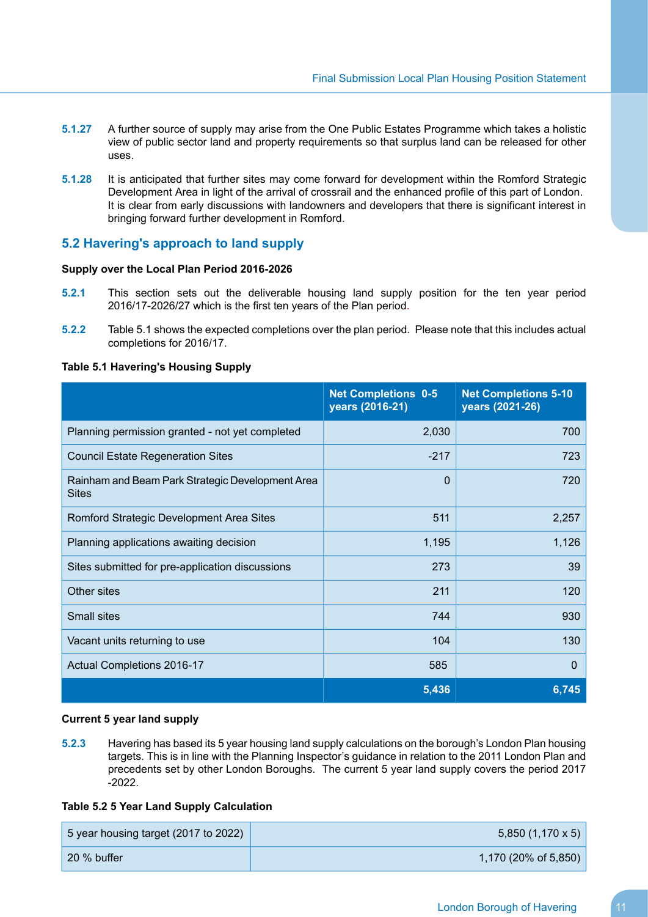**5.1.27** A further source of supply may arise from the One Public Estates Programme which takes a holistic view of public sector land and property requirements so that surplus land can be released for other uses.

**5.1.28** It is anticipated that further sites may come forward for development within the Romford Strategic Development Area in light of the arrival of crossrail and the enhanced profile of this part of London. It is clear from early discussions with landowners and developers that there is significant interest in bringing forward further development in Romford.

## 5.2 Havering's approach to land supply

**Supply over the Local Plan Period 2016-2026**

**5.2.1** This section sets out the deliverable housing land supply position for the ten year period 2016/17-2026/27 which is the first ten years of the Plan period.

**5.2.2** Table 5.1 shows the expected completions over the plan period. Please note that this includes actual completions for 2016/17.

**Table 5.1 Havering's Housing Supply**

| | Net Completions 0-5 years (2016-21) | Net Completions 5-10 years (2021-26) |
|---|---:|---:|
| Planning permission granted - not yet completed | 2,030 | 700 |
| Council Estate Regeneration Sites | -217 | 723 |
| Rainham and Beam Park Strategic Development Area Sites | 0 | 720 |
| Romford Strategic Development Area Sites | 511 | 2,257 |
| Planning applications awaiting decision | 1,195 | 1,126 |
| Sites submitted for pre-application discussions | 273 | 39 |
| Other sites | 211 | 120 |
| Small sites | 744 | 930 |
| Vacant units returning to use | 104 | 130 |
| Actual Completions 2016-17 | 585 | 0 |
| | **5,436** | **6,745** |

**Current 5 year land supply**

**5.2.3** Havering has based its 5 year housing land supply calculations on the borough's London Plan housing targets. This is in line with the Planning Inspector's guidance in relation to the 2011 London Plan and precedents set by other London Boroughs. The current 5 year land supply covers the period 2017 -2022.

**Table 5.2 5 Year Land Supply Calculation**

| | |
|---|---:|
| 5 year housing target (2017 to 2022) | 5,850 (1,170 x 5) |
| 20 % buffer | 1,170 (20% of 5,850) |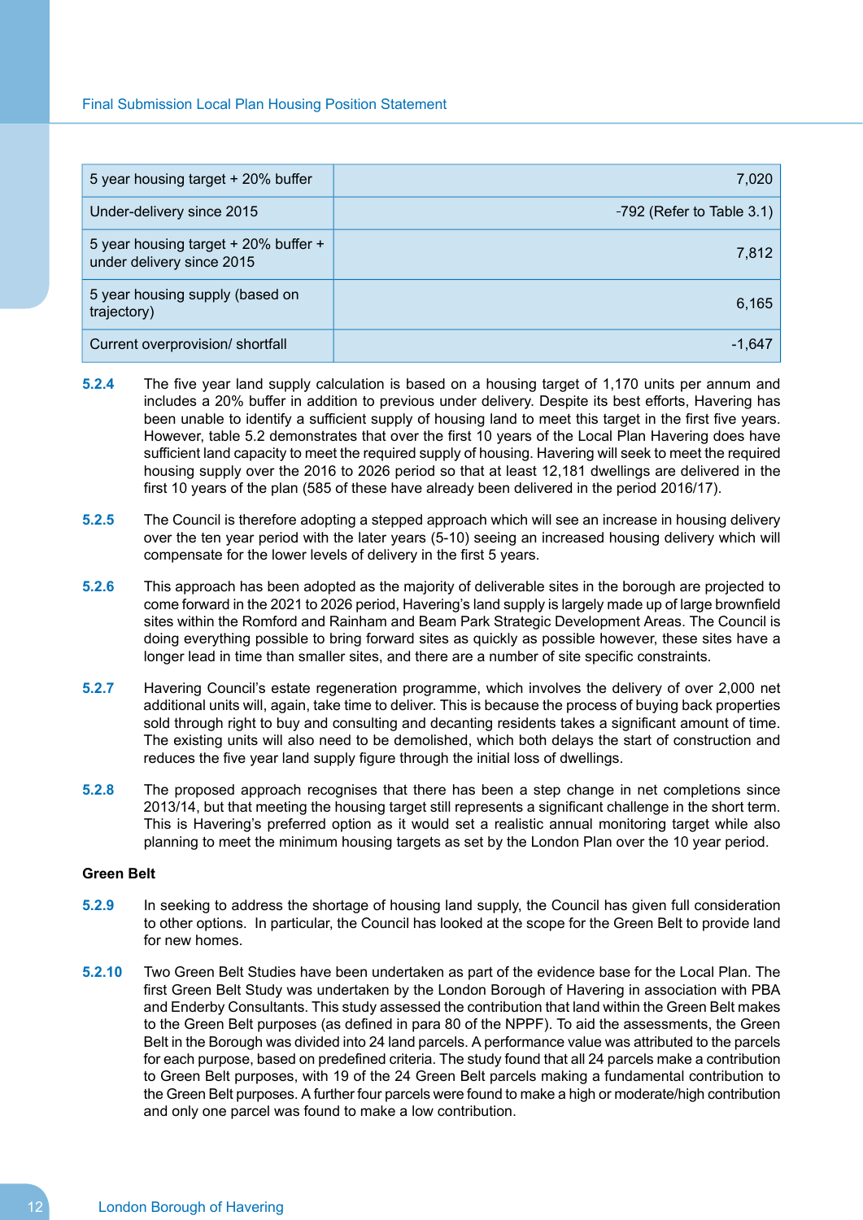| | |
|---|---|
| 5 year housing target + 20% buffer | 7,020 |
| Under-delivery since 2015 | -792 (Refer to Table 3.1) |
| 5 year housing target + 20% buffer + under delivery since 2015 | 7,812 |
| 5 year housing supply (based on trajectory) | 6,165 |
| Current overprovision/ shortfall | -1,647 |

**5.2.4** The five year land supply calculation is based on a housing target of 1,170 units per annum and includes a 20% buffer in addition to previous under delivery. Despite its best efforts, Havering has been unable to identify a sufficient supply of housing land to meet this target in the first five years. However, table 5.2 demonstrates that over the first 10 years of the Local Plan Havering does have sufficient land capacity to meet the required supply of housing. Havering will seek to meet the required housing supply over the 2016 to 2026 period so that at least 12,181 dwellings are delivered in the first 10 years of the plan (585 of these have already been delivered in the period 2016/17).

**5.2.5** The Council is therefore adopting a stepped approach which will see an increase in housing delivery over the ten year period with the later years (5-10) seeing an increased housing delivery which will compensate for the lower levels of delivery in the first 5 years.

**5.2.6** This approach has been adopted as the majority of deliverable sites in the borough are projected to come forward in the 2021 to 2026 period, Havering's land supply is largely made up of large brownfield sites within the Romford and Rainham and Beam Park Strategic Development Areas. The Council is doing everything possible to bring forward sites as quickly as possible however, these sites have a longer lead in time than smaller sites, and there are a number of site specific constraints.

**5.2.7** Havering Council's estate regeneration programme, which involves the delivery of over 2,000 net additional units will, again, take time to deliver. This is because the process of buying back properties sold through right to buy and consulting and decanting residents takes a significant amount of time. The existing units will also need to be demolished, which both delays the start of construction and reduces the five year land supply figure through the initial loss of dwellings.

**5.2.8** The proposed approach recognises that there has been a step change in net completions since 2013/14, but that meeting the housing target still represents a significant challenge in the short term. This is Havering's preferred option as it would set a realistic annual monitoring target while also planning to meet the minimum housing targets as set by the London Plan over the 10 year period.

### Green Belt

**5.2.9** In seeking to address the shortage of housing land supply, the Council has given full consideration to other options. In particular, the Council has looked at the scope for the Green Belt to provide land for new homes.

**5.2.10** Two Green Belt Studies have been undertaken as part of the evidence base for the Local Plan. The first Green Belt Study was undertaken by the London Borough of Havering in association with PBA and Enderby Consultants. This study assessed the contribution that land within the Green Belt makes to the Green Belt purposes (as defined in para 80 of the NPPF). To aid the assessments, the Green Belt in the Borough was divided into 24 land parcels. A performance value was attributed to the parcels for each purpose, based on predefined criteria. The study found that all 24 parcels make a contribution to Green Belt purposes, with 19 of the 24 Green Belt parcels making a fundamental contribution to the Green Belt purposes. A further four parcels were found to make a high or moderate/high contribution and only one parcel was found to make a low contribution.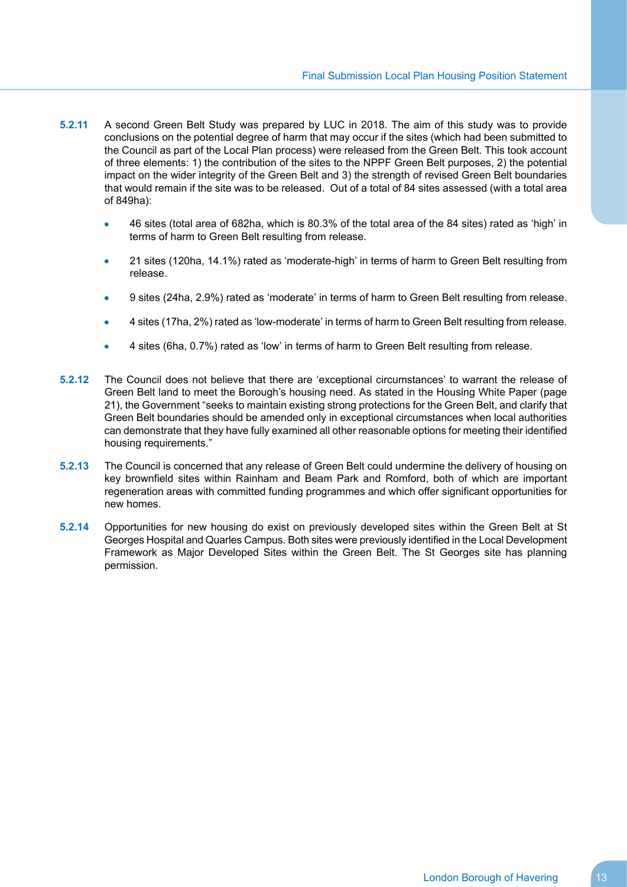**5.2.11** A second Green Belt Study was prepared by LUC in 2018. The aim of this study was to provide conclusions on the potential degree of harm that may occur if the sites (which had been submitted to the Council as part of the Local Plan process) were released from the Green Belt. This took account of three elements: 1) the contribution of the sites to the NPPF Green Belt purposes, 2) the potential impact on the wider integrity of the Green Belt and 3) the strength of revised Green Belt boundaries that would remain if the site was to be released. Out of a total of 84 sites assessed (with a total area of 849ha):

- 46 sites (total area of 682ha, which is 80.3% of the total area of the 84 sites) rated as 'high' in terms of harm to Green Belt resulting from release.
- 21 sites (120ha, 14.1%) rated as 'moderate-high' in terms of harm to Green Belt resulting from release.
- 9 sites (24ha, 2.9%) rated as 'moderate' in terms of harm to Green Belt resulting from release.
- 4 sites (17ha, 2%) rated as 'low-moderate' in terms of harm to Green Belt resulting from release.
- 4 sites (6ha, 0.7%) rated as 'low' in terms of harm to Green Belt resulting from release.

**5.2.12** The Council does not believe that there are 'exceptional circumstances' to warrant the release of Green Belt land to meet the Borough's housing need. As stated in the Housing White Paper (page 21), the Government "seeks to maintain existing strong protections for the Green Belt, and clarify that Green Belt boundaries should be amended only in exceptional circumstances when local authorities can demonstrate that they have fully examined all other reasonable options for meeting their identified housing requirements."

**5.2.13** The Council is concerned that any release of Green Belt could undermine the delivery of housing on key brownfield sites within Rainham and Beam Park and Romford, both of which are important regeneration areas with committed funding programmes and which offer significant opportunities for new homes.

**5.2.14** Opportunities for new housing do exist on previously developed sites within the Green Belt at St Georges Hospital and Quarles Campus. Both sites were previously identified in the Local Development Framework as Major Developed Sites within the Green Belt. The St Georges site has planning permission.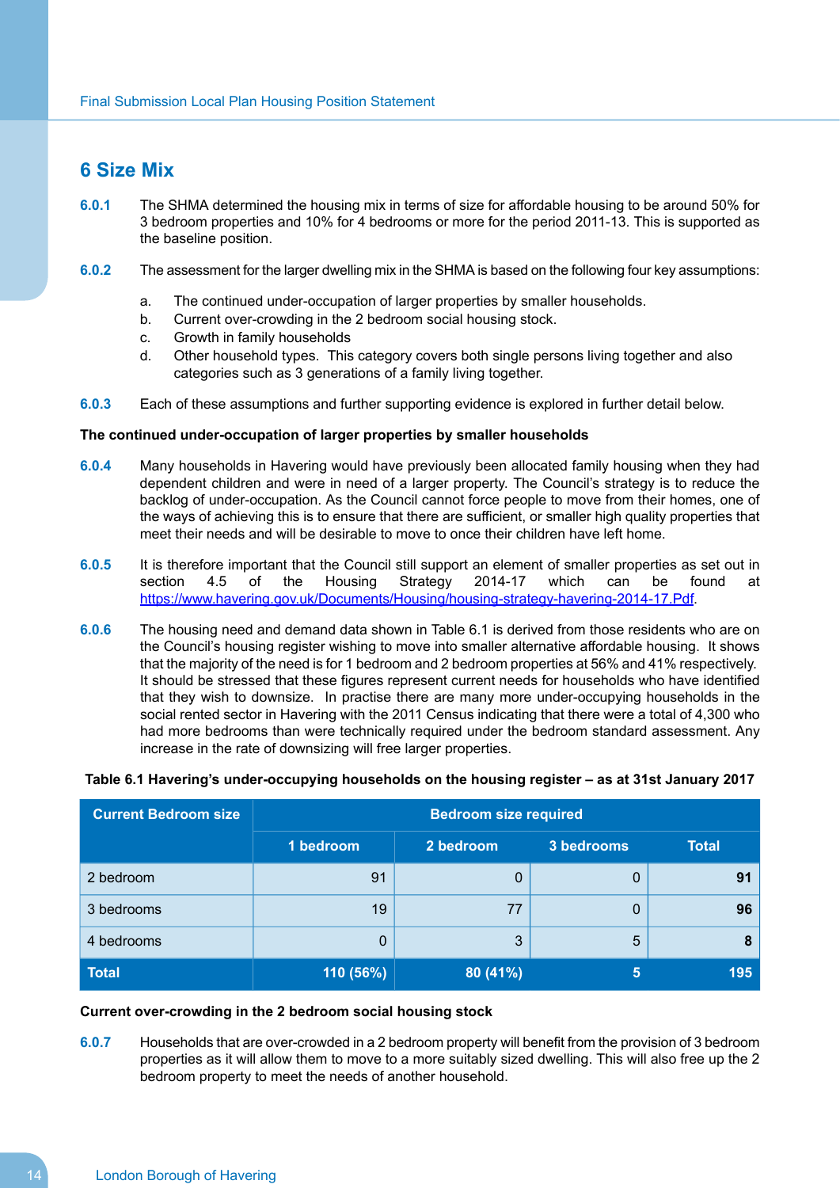## 6 Size Mix

**6.0.1** The SHMA determined the housing mix in terms of size for affordable housing to be around 50% for 3 bedroom properties and 10% for 4 bedrooms or more for the period 2011-13. This is supported as the baseline position.

**6.0.2** The assessment for the larger dwelling mix in the SHMA is based on the following four key assumptions:

a. The continued under-occupation of larger properties by smaller households.
b. Current over-crowding in the 2 bedroom social housing stock.
c. Growth in family households
d. Other household types. This category covers both single persons living together and also categories such as 3 generations of a family living together.

**6.0.3** Each of these assumptions and further supporting evidence is explored in further detail below.

**The continued under-occupation of larger properties by smaller households**

**6.0.4** Many households in Havering would have previously been allocated family housing when they had dependent children and were in need of a larger property. The Council's strategy is to reduce the backlog of under-occupation. As the Council cannot force people to move from their homes, one of the ways of achieving this is to ensure that there are sufficient, or smaller high quality properties that meet their needs and will be desirable to move to once their children have left home.

**6.0.5** It is therefore important that the Council still support an element of smaller properties as set out in section 4.5 of the Housing Strategy 2014-17 which can be found at https://www.havering.gov.uk/Documents/Housing/housing-strategy-havering-2014-17.Pdf.

**6.0.6** The housing need and demand data shown in Table 6.1 is derived from those residents who are on the Council's housing register wishing to move into smaller alternative affordable housing. It shows that the majority of the need is for 1 bedroom and 2 bedroom properties at 56% and 41% respectively. It should be stressed that these figures represent current needs for households who have identified that they wish to downsize. In practise there are many more under-occupying households in the social rented sector in Havering with the 2011 Census indicating that there were a total of 4,300 who had more bedrooms than were technically required under the bedroom standard assessment. Any increase in the rate of downsizing will free larger properties.

**Table 6.1 Havering's under-occupying households on the housing register – as at 31st January 2017**

| Current Bedroom size | Bedroom size required | | | |
|---|---|---|---|---|
| | 1 bedroom | 2 bedroom | 3 bedrooms | Total |
| 2 bedroom | 91 | 0 | 0 | **91** |
| 3 bedrooms | 19 | 77 | 0 | **96** |
| 4 bedrooms | 0 | 3 | 5 | **8** |
| **Total** | **110 (56%)** | **80 (41%)** | **5** | **195** |

**Current over-crowding in the 2 bedroom social housing stock**

**6.0.7** Households that are over-crowded in a 2 bedroom property will benefit from the provision of 3 bedroom properties as it will allow them to move to a more suitably sized dwelling. This will also free up the 2 bedroom property to meet the needs of another household.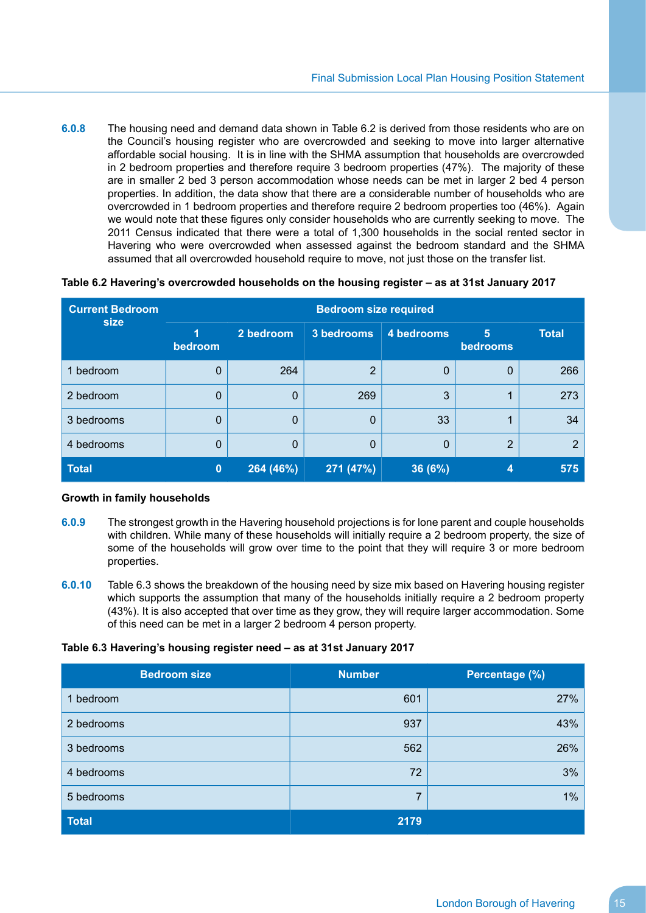**6.0.8** The housing need and demand data shown in Table 6.2 is derived from those residents who are on the Council's housing register who are overcrowded and seeking to move into larger alternative affordable social housing. It is in line with the SHMA assumption that households are overcrowded in 2 bedroom properties and therefore require 3 bedroom properties (47%). The majority of these are in smaller 2 bed 3 person accommodation whose needs can be met in larger 2 bed 4 person properties. In addition, the data show that there are a considerable number of households who are overcrowded in 1 bedroom properties and therefore require 2 bedroom properties too (46%). Again we would note that these figures only consider households who are currently seeking to move. The 2011 Census indicated that there were a total of 1,300 households in the social rented sector in Havering who were overcrowded when assessed against the bedroom standard and the SHMA assumed that all overcrowded household require to move, not just those on the transfer list.

**Table 6.2 Havering's overcrowded households on the housing register – as at 31st January 2017**

| Current Bedroom size | Bedroom size required | | | | | |
|---|---|---|---|---|---|---|
| | 1 bedroom | 2 bedroom | 3 bedrooms | 4 bedrooms | 5 bedrooms | Total |
| 1 bedroom | 0 | 264 | 2 | 0 | 0 | 266 |
| 2 bedroom | 0 | 0 | 269 | 3 | 1 | 273 |
| 3 bedrooms | 0 | 0 | 0 | 33 | 1 | 34 |
| 4 bedrooms | 0 | 0 | 0 | 0 | 2 | 2 |
| **Total** | **0** | **264 (46%)** | **271 (47%)** | **36 (6%)** | **4** | **575** |

**Growth in family households**

**6.0.9** The strongest growth in the Havering household projections is for lone parent and couple households with children. While many of these households will initially require a 2 bedroom property, the size of some of the households will grow over time to the point that they will require 3 or more bedroom properties.

**6.0.10** Table 6.3 shows the breakdown of the housing need by size mix based on Havering housing register which supports the assumption that many of the households initially require a 2 bedroom property (43%). It is also accepted that over time as they grow, they will require larger accommodation. Some of this need can be met in a larger 2 bedroom 4 person property.

**Table 6.3 Havering's housing register need – as at 31st January 2017**

| Bedroom size | Number | Percentage (%) |
|---|---|---|
| 1 bedroom | 601 | 27% |
| 2 bedrooms | 937 | 43% |
| 3 bedrooms | 562 | 26% |
| 4 bedrooms | 72 | 3% |
| 5 bedrooms | 7 | 1% |
| **Total** | **2179** | |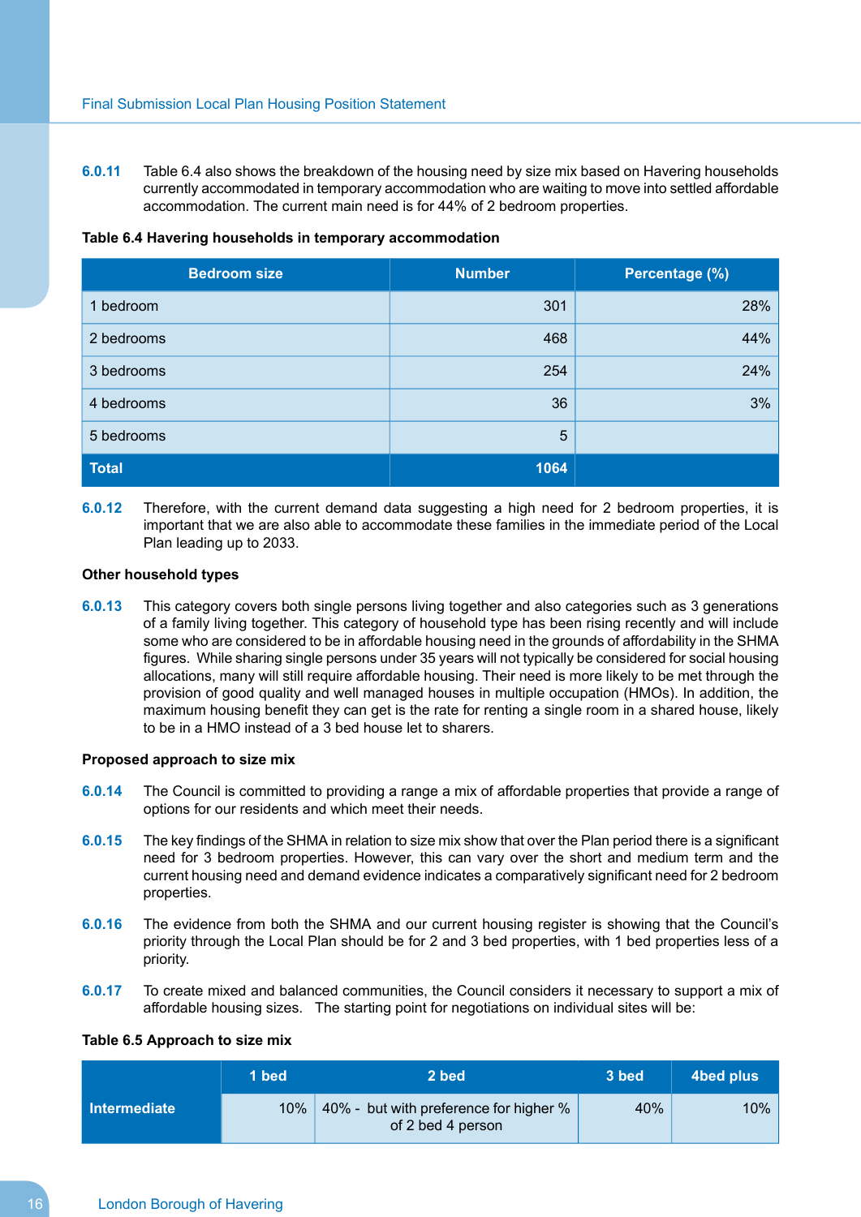**6.0.11** Table 6.4 also shows the breakdown of the housing need by size mix based on Havering households currently accommodated in temporary accommodation who are waiting to move into settled affordable accommodation. The current main need is for 44% of 2 bedroom properties.

**Table 6.4 Havering households in temporary accommodation**

| Bedroom size | Number | Percentage (%) |
|---|---|---|
| 1 bedroom | 301 | 28% |
| 2 bedrooms | 468 | 44% |
| 3 bedrooms | 254 | 24% |
| 4 bedrooms | 36 | 3% |
| 5 bedrooms | 5 | |
| **Total** | **1064** | |

**6.0.12** Therefore, with the current demand data suggesting a high need for 2 bedroom properties, it is important that we are also able to accommodate these families in the immediate period of the Local Plan leading up to 2033.

**Other household types**

**6.0.13** This category covers both single persons living together and also categories such as 3 generations of a family living together. This category of household type has been rising recently and will include some who are considered to be in affordable housing need in the grounds of affordability in the SHMA figures. While sharing single persons under 35 years will not typically be considered for social housing allocations, many will still require affordable housing. Their need is more likely to be met through the provision of good quality and well managed houses in multiple occupation (HMOs). In addition, the maximum housing benefit they can get is the rate for renting a single room in a shared house, likely to be in a HMO instead of a 3 bed house let to sharers.

**Proposed approach to size mix**

**6.0.14** The Council is committed to providing a range a mix of affordable properties that provide a range of options for our residents and which meet their needs.

**6.0.15** The key findings of the SHMA in relation to size mix show that over the Plan period there is a significant need for 3 bedroom properties. However, this can vary over the short and medium term and the current housing need and demand evidence indicates a comparatively significant need for 2 bedroom properties.

**6.0.16** The evidence from both the SHMA and our current housing register is showing that the Council's priority through the Local Plan should be for 2 and 3 bed properties, with 1 bed properties less of a priority.

**6.0.17** To create mixed and balanced communities, the Council considers it necessary to support a mix of affordable housing sizes. The starting point for negotiations on individual sites will be:

**Table 6.5 Approach to size mix**

| | 1 bed | 2 bed | 3 bed | 4bed plus |
|---|---|---|---|---|
| **Intermediate** | 10% | 40% - but with preference for higher % of 2 bed 4 person | 40% | 10% |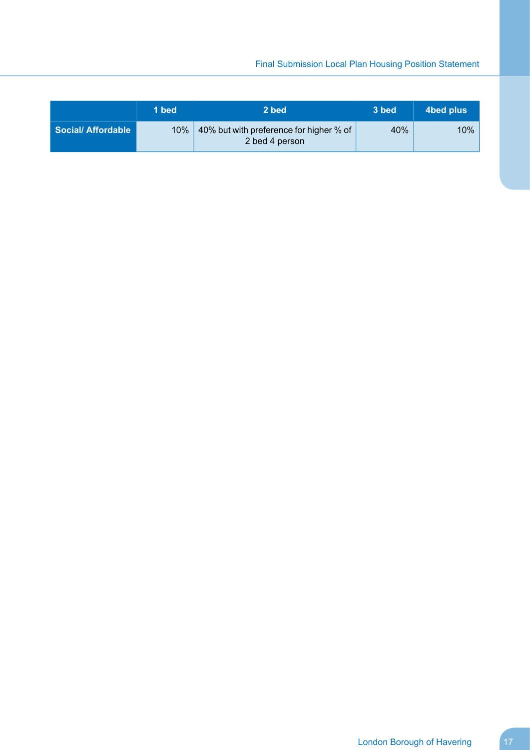|  | 1 bed | 2 bed | 3 bed | 4bed plus |
|---|---|---|---|---|
| **Social/ Affordable** | 10% | 40% but with preference for higher % of 2 bed 4 person | 40% | 10% |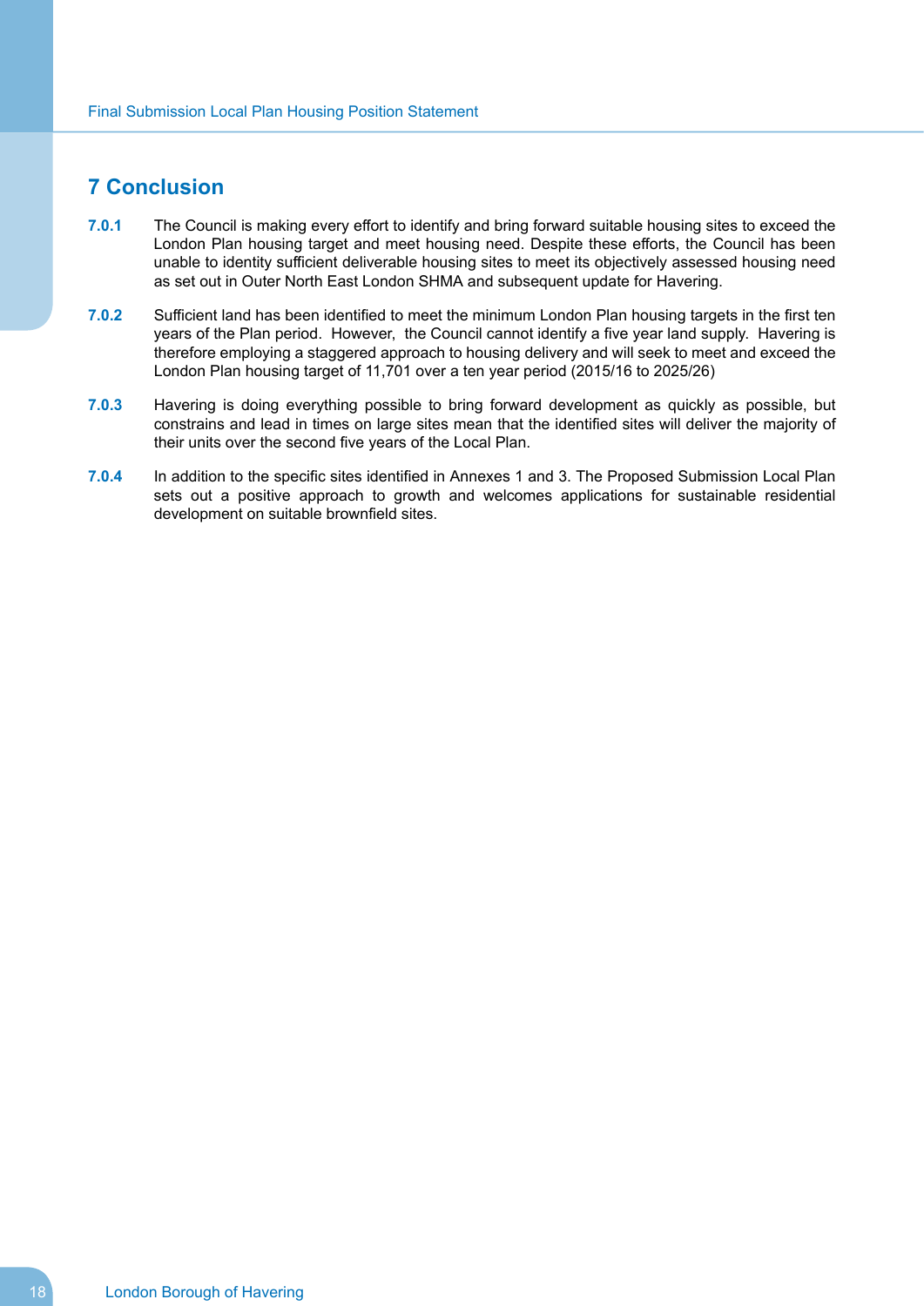# 7 Conclusion

**7.0.1** The Council is making every effort to identify and bring forward suitable housing sites to exceed the London Plan housing target and meet housing need. Despite these efforts, the Council has been unable to identity sufficient deliverable housing sites to meet its objectively assessed housing need as set out in Outer North East London SHMA and subsequent update for Havering.

**7.0.2** Sufficient land has been identified to meet the minimum London Plan housing targets in the first ten years of the Plan period. However, the Council cannot identify a five year land supply. Havering is therefore employing a staggered approach to housing delivery and will seek to meet and exceed the London Plan housing target of 11,701 over a ten year period (2015/16 to 2025/26)

**7.0.3** Havering is doing everything possible to bring forward development as quickly as possible, but constrains and lead in times on large sites mean that the identified sites will deliver the majority of their units over the second five years of the Local Plan.

**7.0.4** In addition to the specific sites identified in Annexes 1 and 3. The Proposed Submission Local Plan sets out a positive approach to growth and welcomes applications for sustainable residential development on suitable brownfield sites.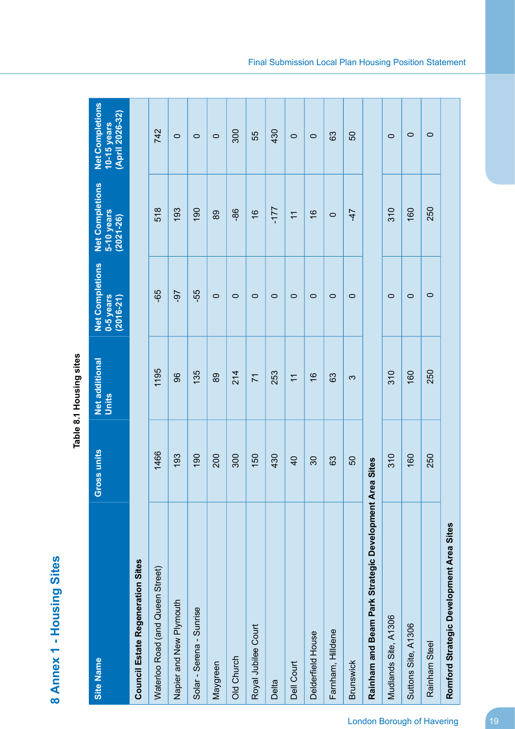# 8 Annex 1 - Housing Sites

**Table 8.1 Housing sites**

| Site Name | Gross units | Net additional Units | Net Completions 0-5 years (2016-21) | Net Completions 5-10 years (2021-26) | Net Completions 10-15 years (April 2026-32) |
|---|---|---|---|---|---|
| **Council Estate Regeneration Sites** | | | | | |
| Waterloo Road (and Queen Street) | 1466 | 1195 | -65 | 518 | 742 |
| Napier and New Plymouth | 193 | 96 | -97 | 193 | 0 |
| Solar - Serena - Sunrise | 190 | 135 | -55 | 190 | 0 |
| Maygreen | 200 | 89 | 0 | 89 | 0 |
| Old Church | 300 | 214 | 0 | -86 | 300 |
| Royal Jubilee Court | 150 | 71 | 0 | 16 | 55 |
| Delta | 430 | 253 | 0 | -177 | 430 |
| Dell Court | 40 | 11 | 0 | 11 | 0 |
| Delderfield House | 30 | 16 | 0 | 16 | 0 |
| Farnham, Hilldene | 63 | 63 | 0 | 0 | 63 |
| Brunswick | 50 | 3 | 0 | -47 | 50 |
| **Rainham and Beam Park Strategic Development Area Sites** | | | | | |
| Mudlands Site, A1306 | 310 | 310 | 0 | 310 | 0 |
| Suttons Site, A1306 | 160 | 160 | 0 | 160 | 0 |
| Rainham Steel | 250 | 250 | 0 | 250 | 0 |
| **Romford Strategic Development Area Sites** | | | | | |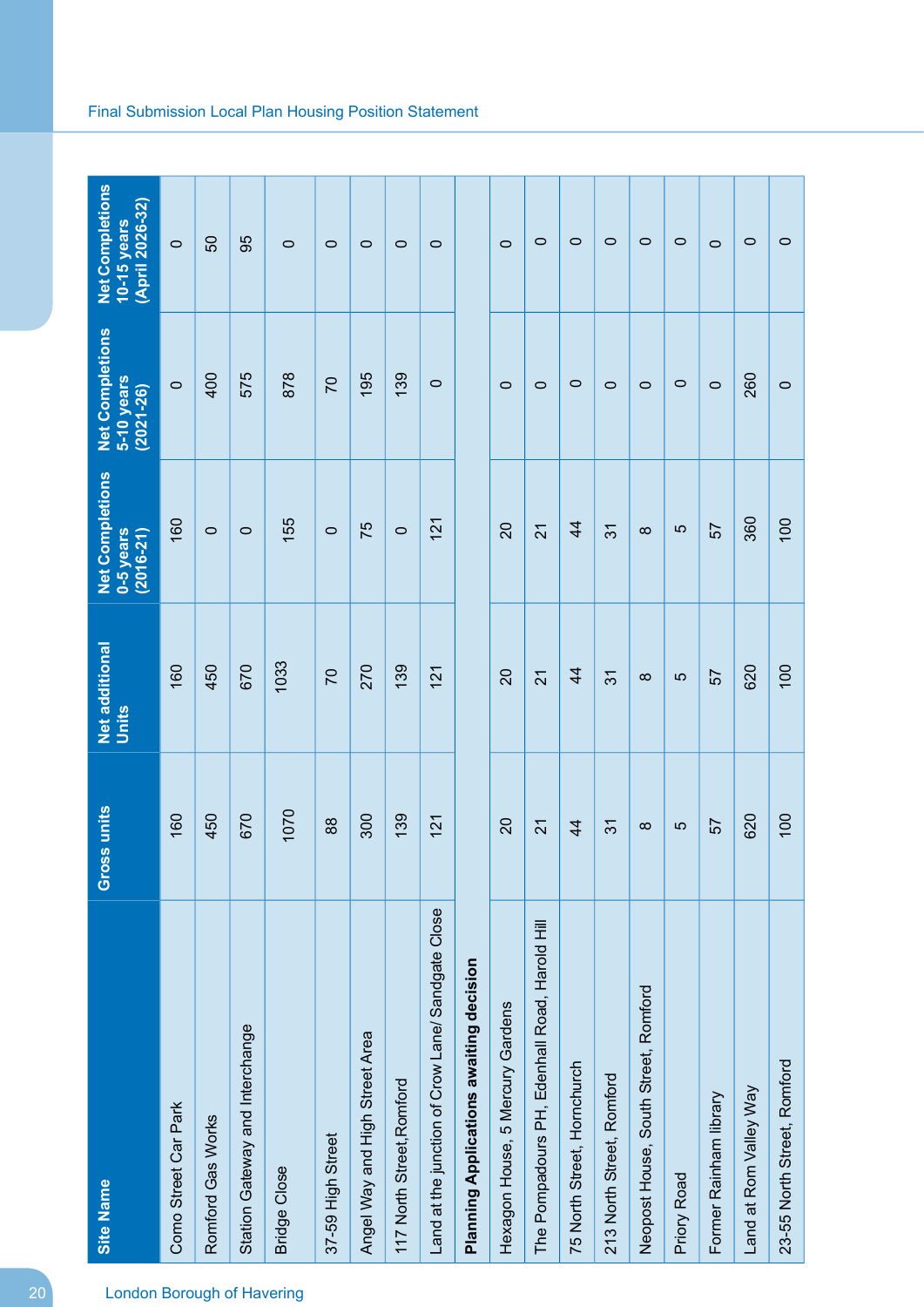| Site Name | Gross units | Net additional Units | Net Completions 0-5 years (2016-21) | Net Completions 5-10 years (2021-26) | Net Completions 10-15 years (April 2026-32) |
|---|---|---|---|---|---|
| Como Street Car Park | 160 | 160 | 160 | 0 | 0 |
| Romford Gas Works | 450 | 450 | 0 | 400 | 50 |
| Station Gateway and Interchange | 670 | 670 | 0 | 575 | 95 |
| Bridge Close | 1070 | 1033 | 155 | 878 | 0 |
| 37-59 High Street | 88 | 70 | 0 | 70 | 0 |
| Angel Way and High Street Area | 300 | 270 | 75 | 195 | 0 |
| 117 North Street,Romford | 139 | 139 | 0 | 139 | 0 |
| Land at the junction of Crow Lane/ Sandgate Close | 121 | 121 | 121 | 0 | 0 |
| **Planning Applications awaiting decision** | | | | | |
| Hexagon House, 5 Mercury Gardens | 20 | 20 | 20 | 0 | 0 |
| The Pompadours PH, Edenhall Road, Harold Hill | 21 | 21 | 21 | 0 | 0 |
| 75 North Street, Hornchurch | 44 | 44 | 44 | 0 | 0 |
| 213 North Street, Romford | 31 | 31 | 31 | 0 | 0 |
| Neopost House, South Street, Romford | 8 | 8 | 8 | 0 | 0 |
| Priory Road | 5 | 5 | 5 | 0 | 0 |
| Former Rainham library | 57 | 57 | 57 | 0 | 0 |
| Land at Rom Valley Way | 620 | 620 | 360 | 260 | 0 |
| 23-55 North Street, Romford | 100 | 100 | 100 | 0 | 0 |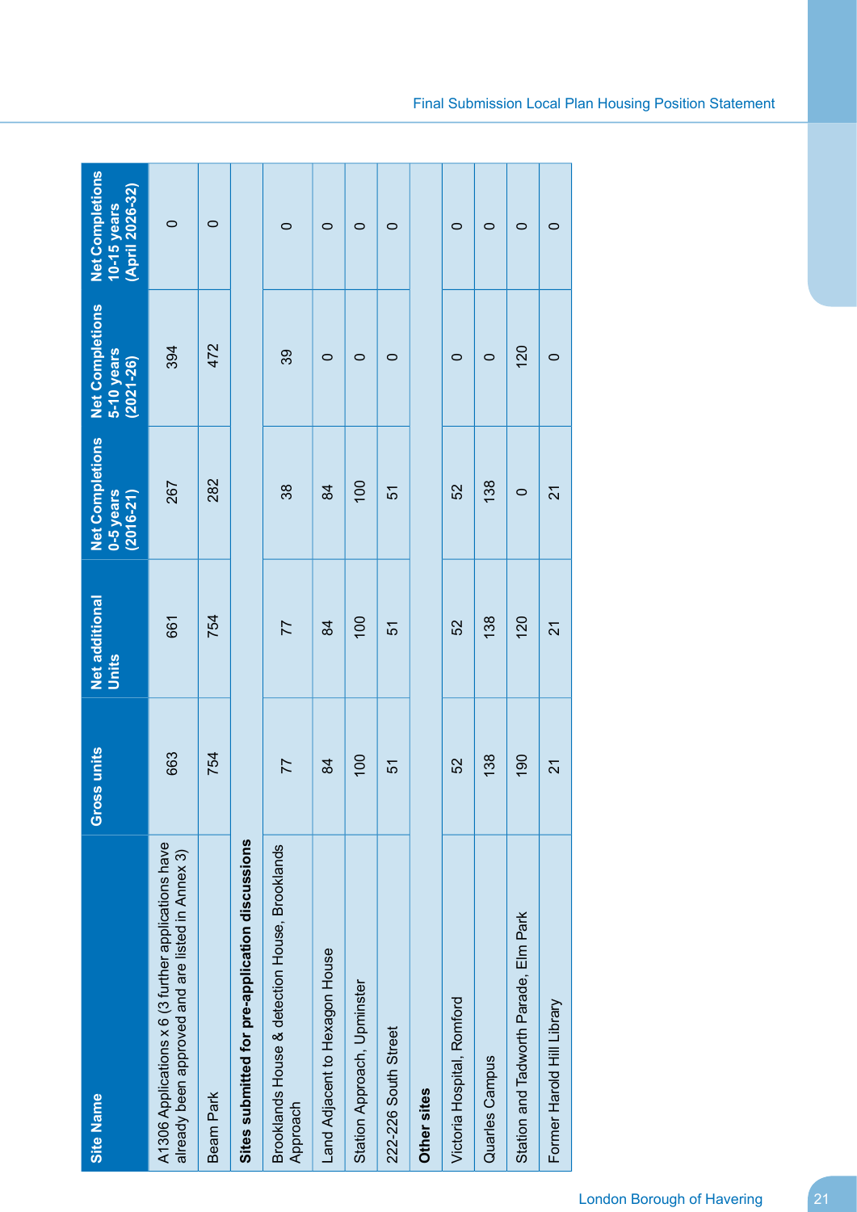| Site Name | Gross units | Net additional Units | Net Completions 0-5 years (2016-21) | Net Completions 5-10 years (2021-26) | Net Completions 10-15 years (April 2026-32) |
|---|---|---|---|---|---|
| A1306 Applications x 6 (3 further applications have already been approved and are listed in Annex 3) | 663 | 661 | 267 | 394 | 0 |
| Beam Park | 754 | 754 | 282 | 472 | 0 |
| **Sites submitted for pre-application discussions** | | | | | |
| Brooklands House & detection House, Brooklands Approach | 77 | 77 | 38 | 39 | 0 |
| Land Adjacent to Hexagon House | 84 | 84 | 84 | 0 | 0 |
| Station Approach, Upminster | 100 | 100 | 100 | 0 | 0 |
| 222-226 South Street | 51 | 51 | 51 | 0 | 0 |
| **Other sites** | | | | | |
| Victoria Hospital, Romford | 52 | 52 | 52 | 0 | 0 |
| Quarles Campus | 138 | 138 | 138 | 0 | 0 |
| Station and Tadworth Parade, Elm Park | 190 | 120 | 0 | 120 | 0 |
| Former Harold Hill Library | 21 | 21 | 21 | 0 | 0 |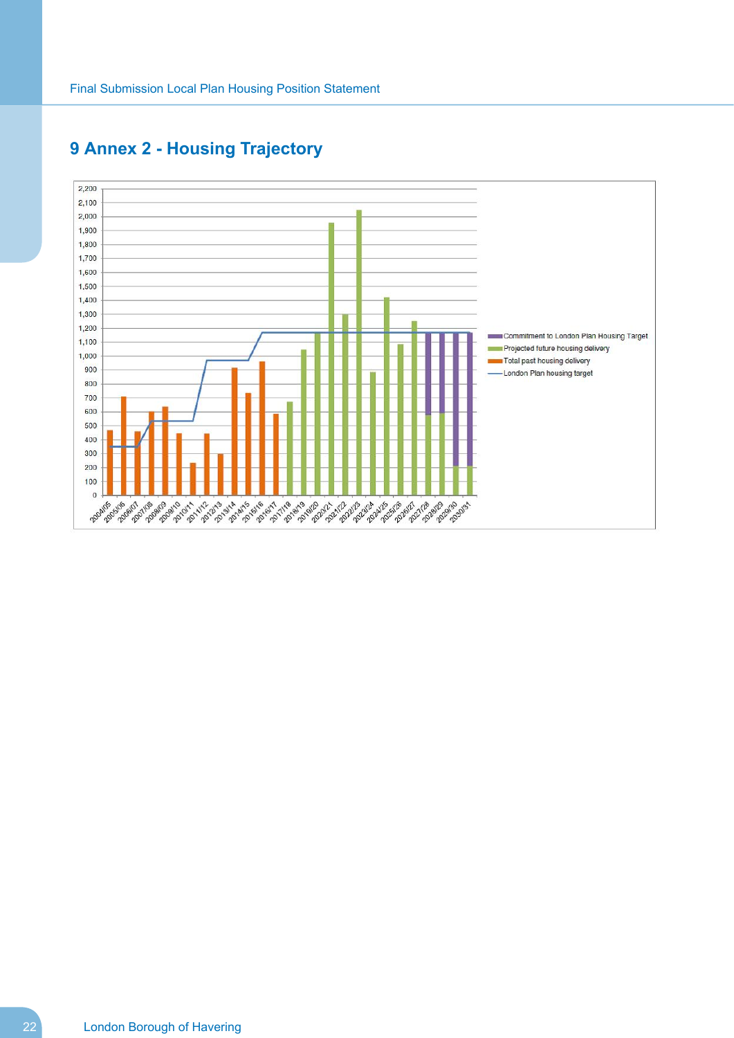# 9 Annex 2 - Housing Trajectory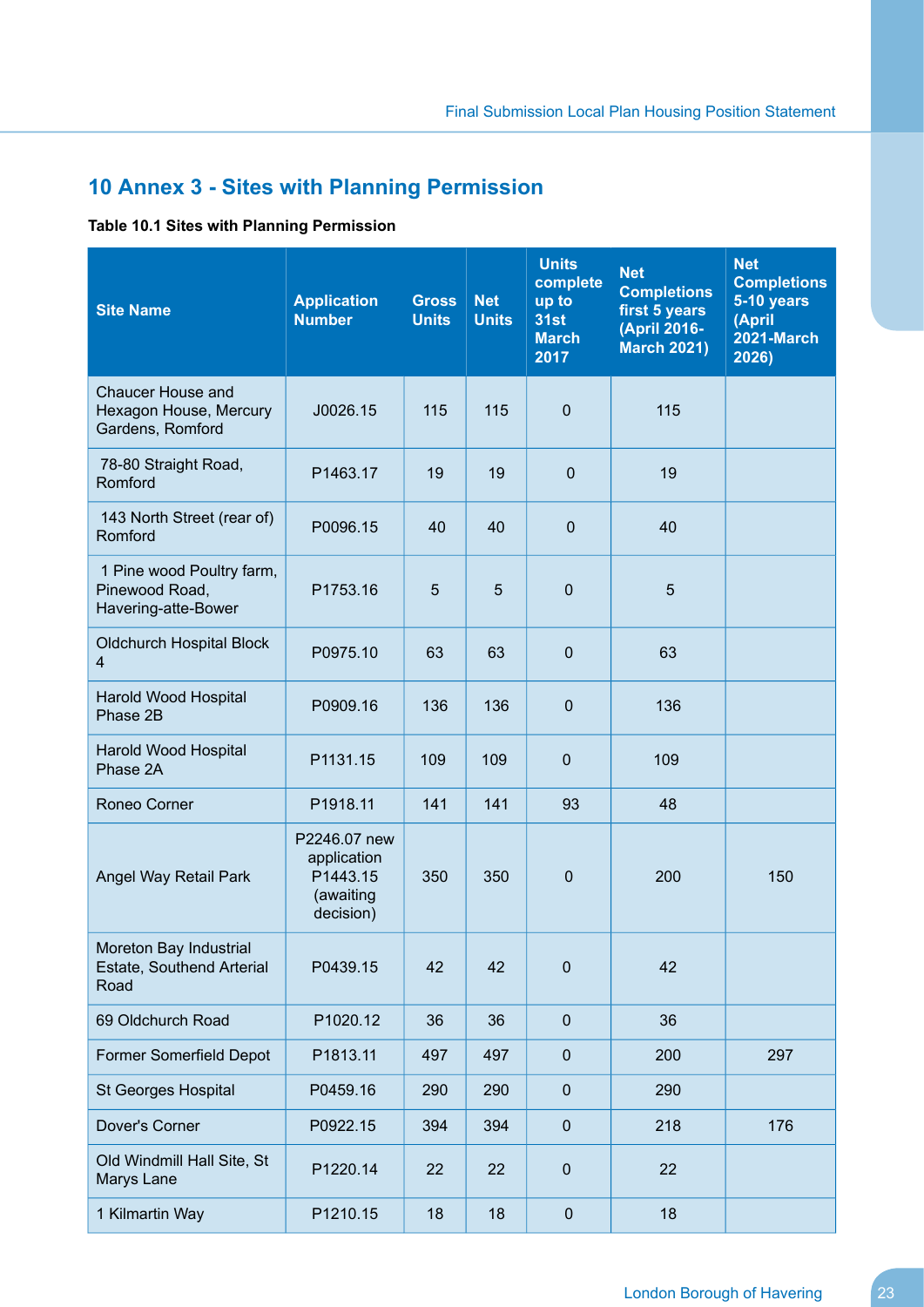# 10 Annex 3 - Sites with Planning Permission

**Table 10.1 Sites with Planning Permission**

| Site Name | Application Number | Gross Units | Net Units | Units complete up to 31st March 2017 | Net Completions first 5 years (April 2016-March 2021) | Net Completions 5-10 years (April 2021-March 2026) |
|---|---|---|---|---|---|---|
| Chaucer House and Hexagon House, Mercury Gardens, Romford | J0026.15 | 115 | 115 | 0 | 115 | |
| 78-80 Straight Road, Romford | P1463.17 | 19 | 19 | 0 | 19 | |
| 143 North Street (rear of) Romford | P0096.15 | 40 | 40 | 0 | 40 | |
| 1 Pine wood Poultry farm, Pinewood Road, Havering-atte-Bower | P1753.16 | 5 | 5 | 0 | 5 | |
| Oldchurch Hospital Block 4 | P0975.10 | 63 | 63 | 0 | 63 | |
| Harold Wood Hospital Phase 2B | P0909.16 | 136 | 136 | 0 | 136 | |
| Harold Wood Hospital Phase 2A | P1131.15 | 109 | 109 | 0 | 109 | |
| Roneo Corner | P1918.11 | 141 | 141 | 93 | 48 | |
| Angel Way Retail Park | P2246.07 new application P1443.15 (awaiting decision) | 350 | 350 | 0 | 200 | 150 |
| Moreton Bay Industrial Estate, Southend Arterial Road | P0439.15 | 42 | 42 | 0 | 42 | |
| 69 Oldchurch Road | P1020.12 | 36 | 36 | 0 | 36 | |
| Former Somerfield Depot | P1813.11 | 497 | 497 | 0 | 200 | 297 |
| St Georges Hospital | P0459.16 | 290 | 290 | 0 | 290 | |
| Dover's Corner | P0922.15 | 394 | 394 | 0 | 218 | 176 |
| Old Windmill Hall Site, St Marys Lane | P1220.14 | 22 | 22 | 0 | 22 | |
| 1 Kilmartin Way | P1210.15 | 18 | 18 | 0 | 18 | |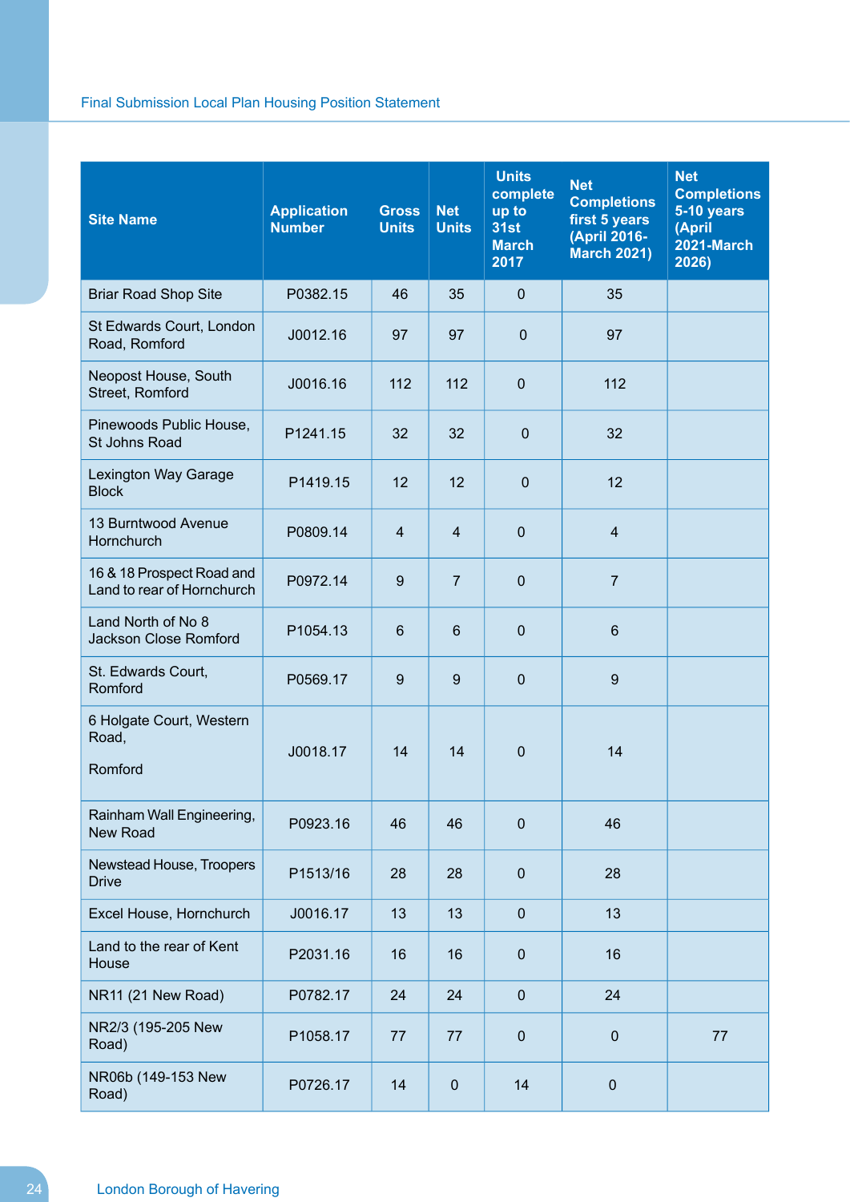| Site Name | Application Number | Gross Units | Net Units | Units complete up to 31st March 2017 | Net Completions first 5 years (April 2016-March 2021) | Net Completions 5-10 years (April 2021-March 2026) |
|---|---|---|---|---|---|---|
| Briar Road Shop Site | P0382.15 | 46 | 35 | 0 | 35 | |
| St Edwards Court, London Road, Romford | J0012.16 | 97 | 97 | 0 | 97 | |
| Neopost House, South Street, Romford | J0016.16 | 112 | 112 | 0 | 112 | |
| Pinewoods Public House, St Johns Road | P1241.15 | 32 | 32 | 0 | 32 | |
| Lexington Way Garage Block | P1419.15 | 12 | 12 | 0 | 12 | |
| 13 Burntwood Avenue Hornchurch | P0809.14 | 4 | 4 | 0 | 4 | |
| 16 & 18 Prospect Road and Land to rear of Hornchurch | P0972.14 | 9 | 7 | 0 | 7 | |
| Land North of No 8 Jackson Close Romford | P1054.13 | 6 | 6 | 0 | 6 | |
| St. Edwards Court, Romford | P0569.17 | 9 | 9 | 0 | 9 | |
| 6 Holgate Court, Western Road, Romford | J0018.17 | 14 | 14 | 0 | 14 | |
| Rainham Wall Engineering, New Road | P0923.16 | 46 | 46 | 0 | 46 | |
| Newstead House, Troopers Drive | P1513/16 | 28 | 28 | 0 | 28 | |
| Excel House, Hornchurch | J0016.17 | 13 | 13 | 0 | 13 | |
| Land to the rear of Kent House | P2031.16 | 16 | 16 | 0 | 16 | |
| NR11 (21 New Road) | P0782.17 | 24 | 24 | 0 | 24 | |
| NR2/3 (195-205 New Road) | P1058.17 | 77 | 77 | 0 | 0 | 77 |
| NR06b (149-153 New Road) | P0726.17 | 14 | 0 | 14 | 0 | |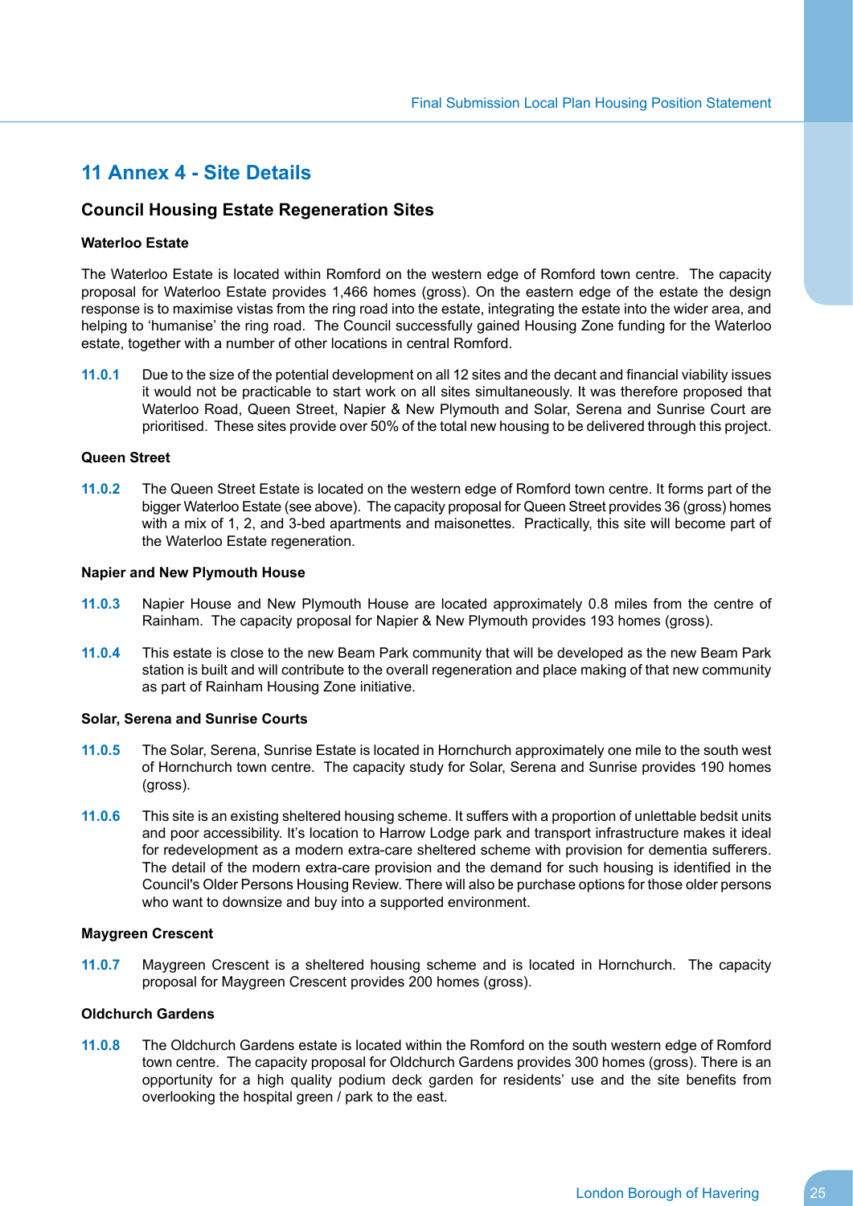# 11 Annex 4 - Site Details

## Council Housing Estate Regeneration Sites

### Waterloo Estate

The Waterloo Estate is located within Romford on the western edge of Romford town centre. The capacity proposal for Waterloo Estate provides 1,466 homes (gross). On the eastern edge of the estate the design response is to maximise vistas from the ring road into the estate, integrating the estate into the wider area, and helping to 'humanise' the ring road. The Council successfully gained Housing Zone funding for the Waterloo estate, together with a number of other locations in central Romford.

**11.0.1** Due to the size of the potential development on all 12 sites and the decant and financial viability issues it would not be practicable to start work on all sites simultaneously. It was therefore proposed that Waterloo Road, Queen Street, Napier & New Plymouth and Solar, Serena and Sunrise Court are prioritised. These sites provide over 50% of the total new housing to be delivered through this project.

### Queen Street

**11.0.2** The Queen Street Estate is located on the western edge of Romford town centre. It forms part of the bigger Waterloo Estate (see above). The capacity proposal for Queen Street provides 36 (gross) homes with a mix of 1, 2, and 3-bed apartments and maisonettes. Practically, this site will become part of the Waterloo Estate regeneration.

### Napier and New Plymouth House

**11.0.3** Napier House and New Plymouth House are located approximately 0.8 miles from the centre of Rainham. The capacity proposal for Napier & New Plymouth provides 193 homes (gross).

**11.0.4** This estate is close to the new Beam Park community that will be developed as the new Beam Park station is built and will contribute to the overall regeneration and place making of that new community as part of Rainham Housing Zone initiative.

### Solar, Serena and Sunrise Courts

**11.0.5** The Solar, Serena, Sunrise Estate is located in Hornchurch approximately one mile to the south west of Hornchurch town centre. The capacity study for Solar, Serena and Sunrise provides 190 homes (gross).

**11.0.6** This site is an existing sheltered housing scheme. It suffers with a proportion of unlettable bedsit units and poor accessibility. It's location to Harrow Lodge park and transport infrastructure makes it ideal for redevelopment as a modern extra-care sheltered scheme with provision for dementia sufferers. The detail of the modern extra-care provision and the demand for such housing is identified in the Council's Older Persons Housing Review. There will also be purchase options for those older persons who want to downsize and buy into a supported environment.

### Maygreen Crescent

**11.0.7** Maygreen Crescent is a sheltered housing scheme and is located in Hornchurch. The capacity proposal for Maygreen Crescent provides 200 homes (gross).

### Oldchurch Gardens

**11.0.8** The Oldchurch Gardens estate is located within the Romford on the south western edge of Romford town centre. The capacity proposal for Oldchurch Gardens provides 300 homes (gross). There is an opportunity for a high quality podium deck garden for residents' use and the site benefits from overlooking the hospital green / park to the east.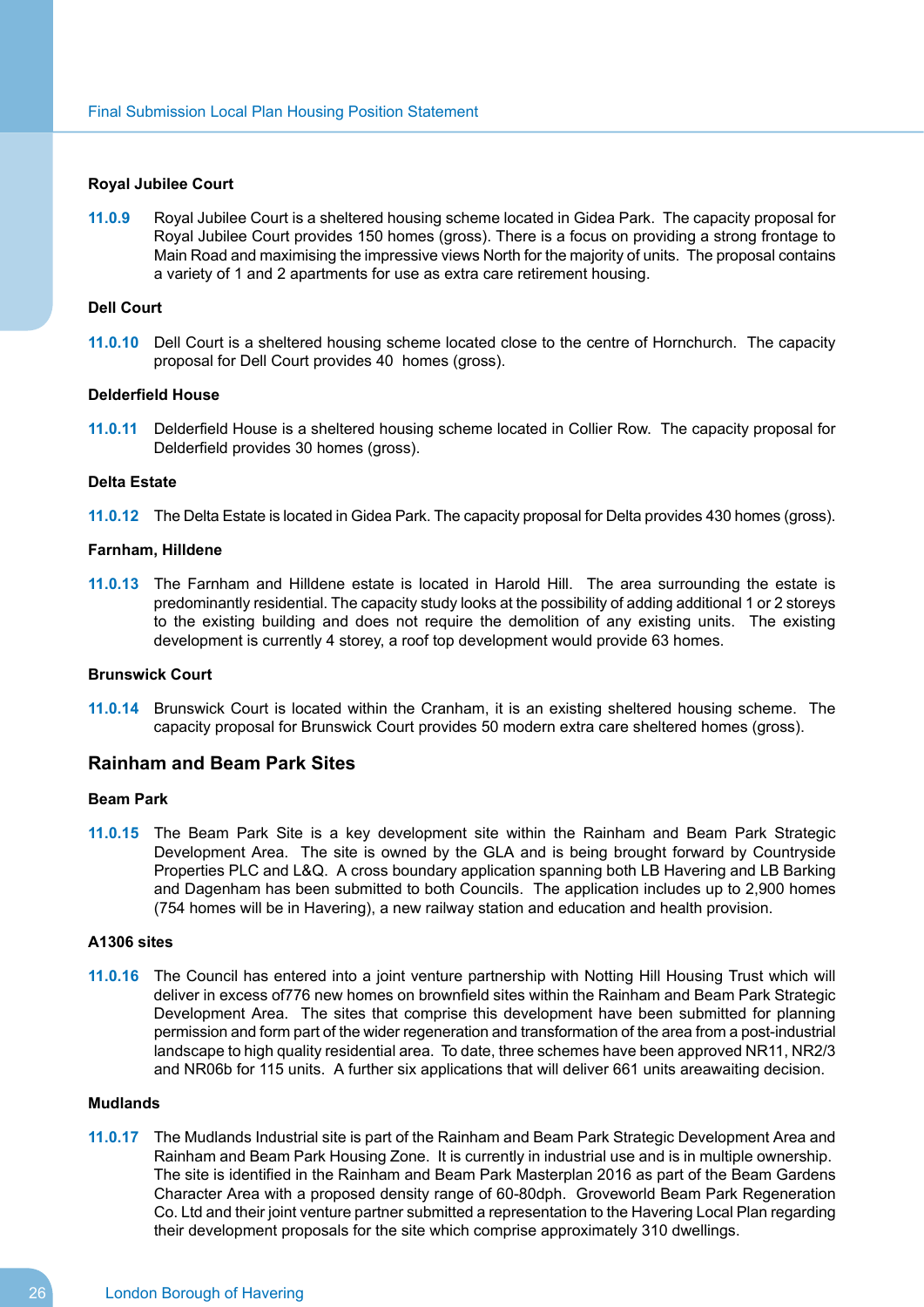#### Royal Jubilee Court

**11.0.9** Royal Jubilee Court is a sheltered housing scheme located in Gidea Park. The capacity proposal for Royal Jubilee Court provides 150 homes (gross). There is a focus on providing a strong frontage to Main Road and maximising the impressive views North for the majority of units. The proposal contains a variety of 1 and 2 apartments for use as extra care retirement housing.

#### Dell Court

**11.0.10** Dell Court is a sheltered housing scheme located close to the centre of Hornchurch. The capacity proposal for Dell Court provides 40 homes (gross).

#### Delderfield House

**11.0.11** Delderfield House is a sheltered housing scheme located in Collier Row. The capacity proposal for Delderfield provides 30 homes (gross).

#### Delta Estate

**11.0.12** The Delta Estate is located in Gidea Park. The capacity proposal for Delta provides 430 homes (gross).

#### Farnham, Hilldene

**11.0.13** The Farnham and Hilldene estate is located in Harold Hill. The area surrounding the estate is predominantly residential. The capacity study looks at the possibility of adding additional 1 or 2 storeys to the existing building and does not require the demolition of any existing units. The existing development is currently 4 storey, a roof top development would provide 63 homes.

#### Brunswick Court

**11.0.14** Brunswick Court is located within the Cranham, it is an existing sheltered housing scheme. The capacity proposal for Brunswick Court provides 50 modern extra care sheltered homes (gross).

### Rainham and Beam Park Sites

#### Beam Park

**11.0.15** The Beam Park Site is a key development site within the Rainham and Beam Park Strategic Development Area. The site is owned by the GLA and is being brought forward by Countryside Properties PLC and L&Q. A cross boundary application spanning both LB Havering and LB Barking and Dagenham has been submitted to both Councils. The application includes up to 2,900 homes (754 homes will be in Havering), a new railway station and education and health provision.

#### A1306 sites

**11.0.16** The Council has entered into a joint venture partnership with Notting Hill Housing Trust which will deliver in excess of776 new homes on brownfield sites within the Rainham and Beam Park Strategic Development Area. The sites that comprise this development have been submitted for planning permission and form part of the wider regeneration and transformation of the area from a post-industrial landscape to high quality residential area. To date, three schemes have been approved NR11, NR2/3 and NR06b for 115 units. A further six applications that will deliver 661 units areawaiting decision.

#### Mudlands

**11.0.17** The Mudlands Industrial site is part of the Rainham and Beam Park Strategic Development Area and Rainham and Beam Park Housing Zone. It is currently in industrial use and is in multiple ownership. The site is identified in the Rainham and Beam Park Masterplan 2016 as part of the Beam Gardens Character Area with a proposed density range of 60-80dph. Groveworld Beam Park Regeneration Co. Ltd and their joint venture partner submitted a representation to the Havering Local Plan regarding their development proposals for the site which comprise approximately 310 dwellings.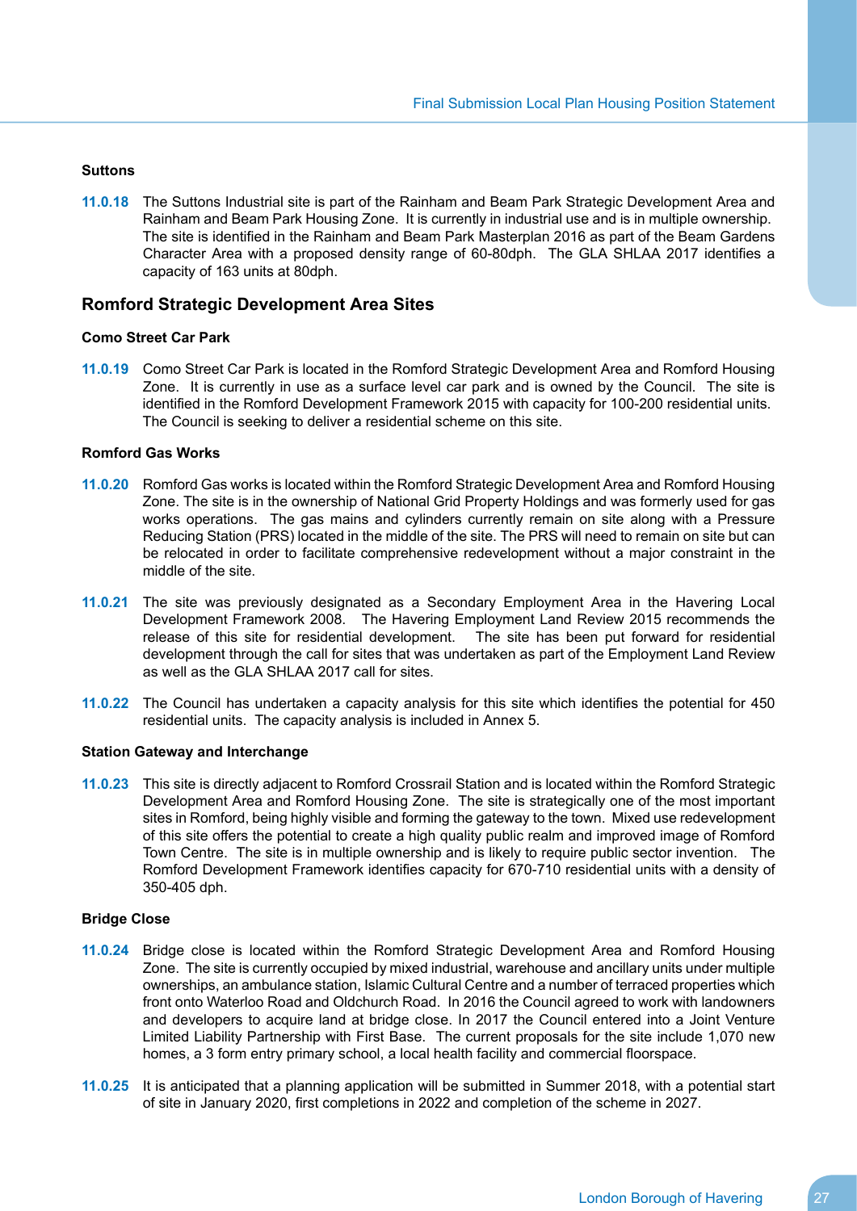### Suttons

**11.0.18** The Suttons Industrial site is part of the Rainham and Beam Park Strategic Development Area and Rainham and Beam Park Housing Zone. It is currently in industrial use and is in multiple ownership. The site is identified in the Rainham and Beam Park Masterplan 2016 as part of the Beam Gardens Character Area with a proposed density range of 60-80dph. The GLA SHLAA 2017 identifies a capacity of 163 units at 80dph.

## Romford Strategic Development Area Sites

### Como Street Car Park

**11.0.19** Como Street Car Park is located in the Romford Strategic Development Area and Romford Housing Zone. It is currently in use as a surface level car park and is owned by the Council. The site is identified in the Romford Development Framework 2015 with capacity for 100-200 residential units. The Council is seeking to deliver a residential scheme on this site.

### Romford Gas Works

**11.0.20** Romford Gas works is located within the Romford Strategic Development Area and Romford Housing Zone. The site is in the ownership of National Grid Property Holdings and was formerly used for gas works operations. The gas mains and cylinders currently remain on site along with a Pressure Reducing Station (PRS) located in the middle of the site. The PRS will need to remain on site but can be relocated in order to facilitate comprehensive redevelopment without a major constraint in the middle of the site.

**11.0.21** The site was previously designated as a Secondary Employment Area in the Havering Local Development Framework 2008. The Havering Employment Land Review 2015 recommends the release of this site for residential development. The site has been put forward for residential development through the call for sites that was undertaken as part of the Employment Land Review as well as the GLA SHLAA 2017 call for sites.

**11.0.22** The Council has undertaken a capacity analysis for this site which identifies the potential for 450 residential units. The capacity analysis is included in Annex 5.

### Station Gateway and Interchange

**11.0.23** This site is directly adjacent to Romford Crossrail Station and is located within the Romford Strategic Development Area and Romford Housing Zone. The site is strategically one of the most important sites in Romford, being highly visible and forming the gateway to the town. Mixed use redevelopment of this site offers the potential to create a high quality public realm and improved image of Romford Town Centre. The site is in multiple ownership and is likely to require public sector invention. The Romford Development Framework identifies capacity for 670-710 residential units with a density of 350-405 dph.

### Bridge Close

**11.0.24** Bridge close is located within the Romford Strategic Development Area and Romford Housing Zone. The site is currently occupied by mixed industrial, warehouse and ancillary units under multiple ownerships, an ambulance station, Islamic Cultural Centre and a number of terraced properties which front onto Waterloo Road and Oldchurch Road. In 2016 the Council agreed to work with landowners and developers to acquire land at bridge close. In 2017 the Council entered into a Joint Venture Limited Liability Partnership with First Base. The current proposals for the site include 1,070 new homes, a 3 form entry primary school, a local health facility and commercial floorspace.

**11.0.25** It is anticipated that a planning application will be submitted in Summer 2018, with a potential start of site in January 2020, first completions in 2022 and completion of the scheme in 2027.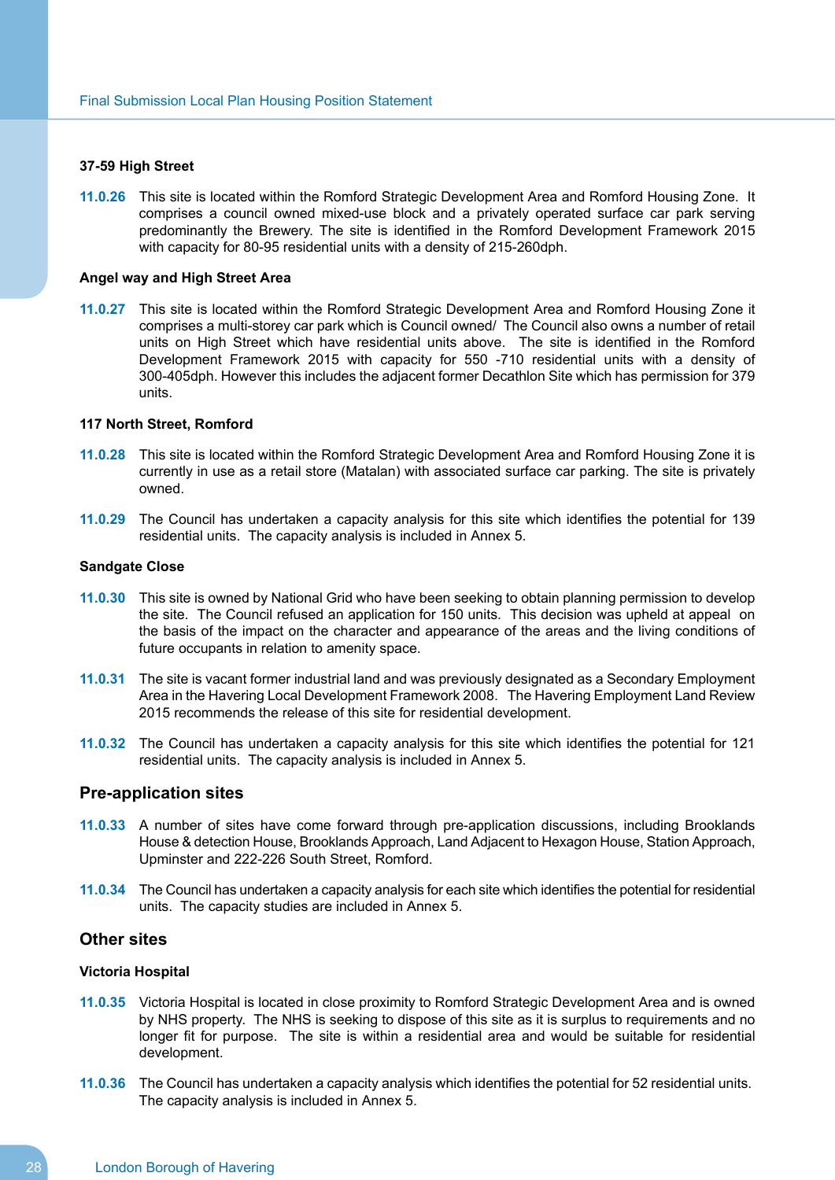**37-59 High Street**

**11.0.26** This site is located within the Romford Strategic Development Area and Romford Housing Zone. It comprises a council owned mixed-use block and a privately operated surface car park serving predominantly the Brewery. The site is identified in the Romford Development Framework 2015 with capacity for 80-95 residential units with a density of 215-260dph.

**Angel way and High Street Area**

**11.0.27** This site is located within the Romford Strategic Development Area and Romford Housing Zone it comprises a multi-storey car park which is Council owned/ The Council also owns a number of retail units on High Street which have residential units above. The site is identified in the Romford Development Framework 2015 with capacity for 550 -710 residential units with a density of 300-405dph. However this includes the adjacent former Decathlon Site which has permission for 379 units.

**117 North Street, Romford**

**11.0.28** This site is located within the Romford Strategic Development Area and Romford Housing Zone it is currently in use as a retail store (Matalan) with associated surface car parking. The site is privately owned.

**11.0.29** The Council has undertaken a capacity analysis for this site which identifies the potential for 139 residential units. The capacity analysis is included in Annex 5.

**Sandgate Close**

**11.0.30** This site is owned by National Grid who have been seeking to obtain planning permission to develop the site. The Council refused an application for 150 units. This decision was upheld at appeal on the basis of the impact on the character and appearance of the areas and the living conditions of future occupants in relation to amenity space.

**11.0.31** The site is vacant former industrial land and was previously designated as a Secondary Employment Area in the Havering Local Development Framework 2008. The Havering Employment Land Review 2015 recommends the release of this site for residential development.

**11.0.32** The Council has undertaken a capacity analysis for this site which identifies the potential for 121 residential units. The capacity analysis is included in Annex 5.

## Pre-application sites

**11.0.33** A number of sites have come forward through pre-application discussions, including Brooklands House & detection House, Brooklands Approach, Land Adjacent to Hexagon House, Station Approach, Upminster and 222-226 South Street, Romford.

**11.0.34** The Council has undertaken a capacity analysis for each site which identifies the potential for residential units. The capacity studies are included in Annex 5.

## Other sites

**Victoria Hospital**

**11.0.35** Victoria Hospital is located in close proximity to Romford Strategic Development Area and is owned by NHS property. The NHS is seeking to dispose of this site as it is surplus to requirements and no longer fit for purpose. The site is within a residential area and would be suitable for residential development.

**11.0.36** The Council has undertaken a capacity analysis which identifies the potential for 52 residential units. The capacity analysis is included in Annex 5.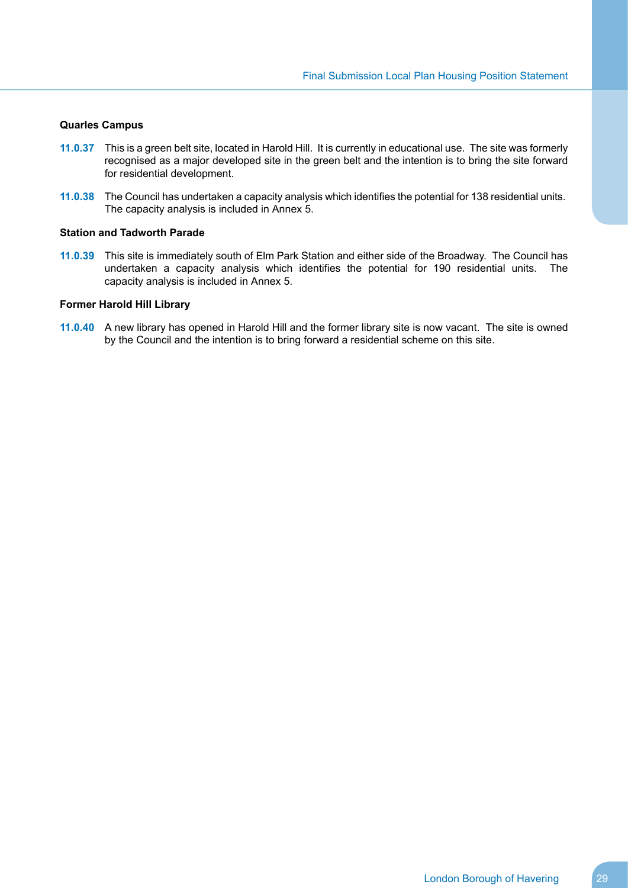**Quarles Campus**

**11.0.37** This is a green belt site, located in Harold Hill. It is currently in educational use. The site was formerly recognised as a major developed site in the green belt and the intention is to bring the site forward for residential development.

**11.0.38** The Council has undertaken a capacity analysis which identifies the potential for 138 residential units. The capacity analysis is included in Annex 5.

**Station and Tadworth Parade**

**11.0.39** This site is immediately south of Elm Park Station and either side of the Broadway. The Council has undertaken a capacity analysis which identifies the potential for 190 residential units. The capacity analysis is included in Annex 5.

**Former Harold Hill Library**

**11.0.40** A new library has opened in Harold Hill and the former library site is now vacant. The site is owned by the Council and the intention is to bring forward a residential scheme on this site.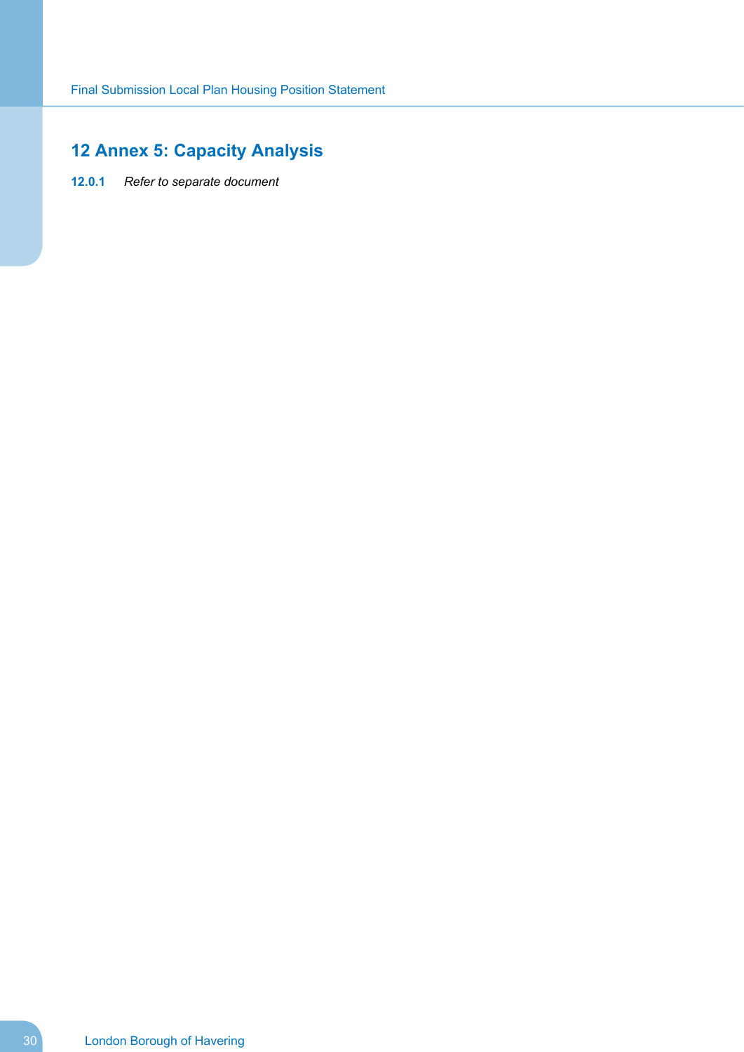# 12 Annex 5: Capacity Analysis

**12.0.1** *Refer to separate document*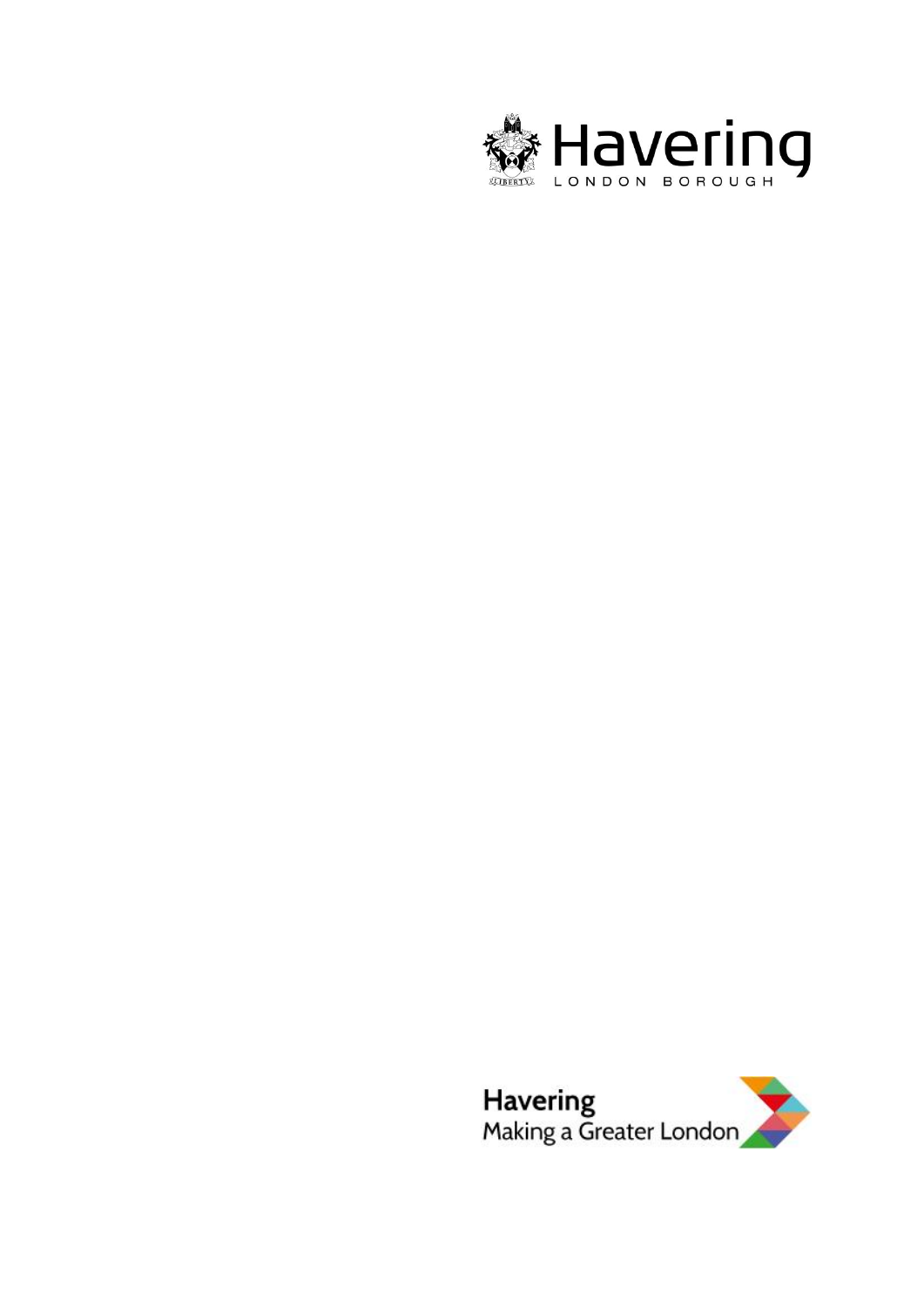Havering
LONDON BOROUGH

Havering
Making a Greater London